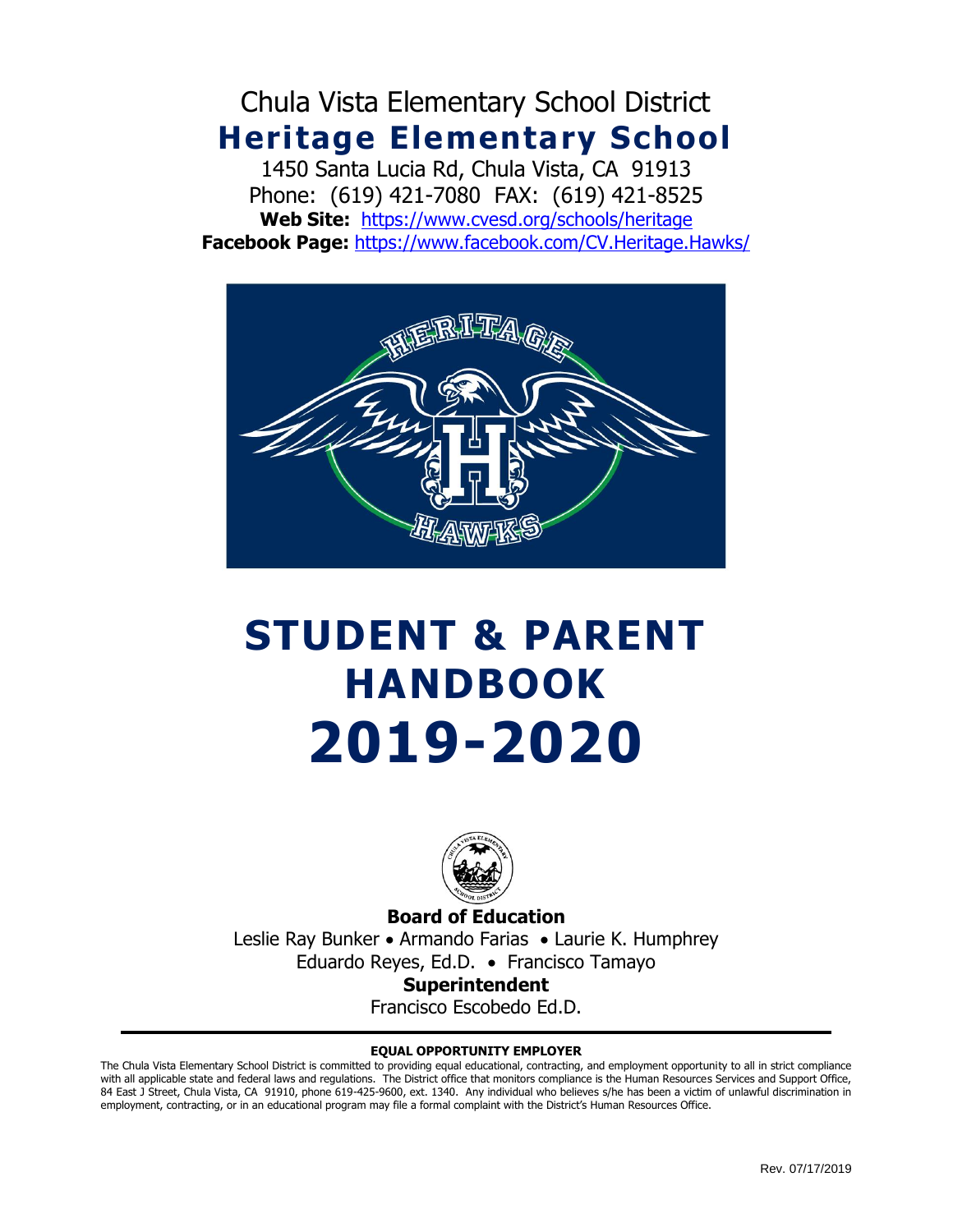# Chula Vista Elementary School District

# Heritage Elementary School

1450 Santa Lucia Rd, Chula Vista, CA 91913
Phone: (619) 421-7080 FAX: (619) 421-8525
**Web Site:** https://www.cvesd.org/schools/heritage
**Facebook Page:** https://www.facebook.com/CV.Heritage.Hawks/

# STUDENT & PARENT HANDBOOK 2019-2020

**Board of Education**
Leslie Ray Bunker • Armando Farias • Laurie K. Humphrey
Eduardo Reyes, Ed.D. • Francisco Tamayo

**Superintendent**
Francisco Escobedo Ed.D.

---

**EQUAL OPPORTUNITY EMPLOYER**

The Chula Vista Elementary School District is committed to providing equal educational, contracting, and employment opportunity to all in strict compliance with all applicable state and federal laws and regulations. The District office that monitors compliance is the Human Resources Services and Support Office, 84 East J Street, Chula Vista, CA 91910, phone 619-425-9600, ext. 1340. Any individual who believes s/he has been a victim of unlawful discrimination in employment, contracting, or in an educational program may file a formal complaint with the District's Human Resources Office.

Rev. 07/17/2019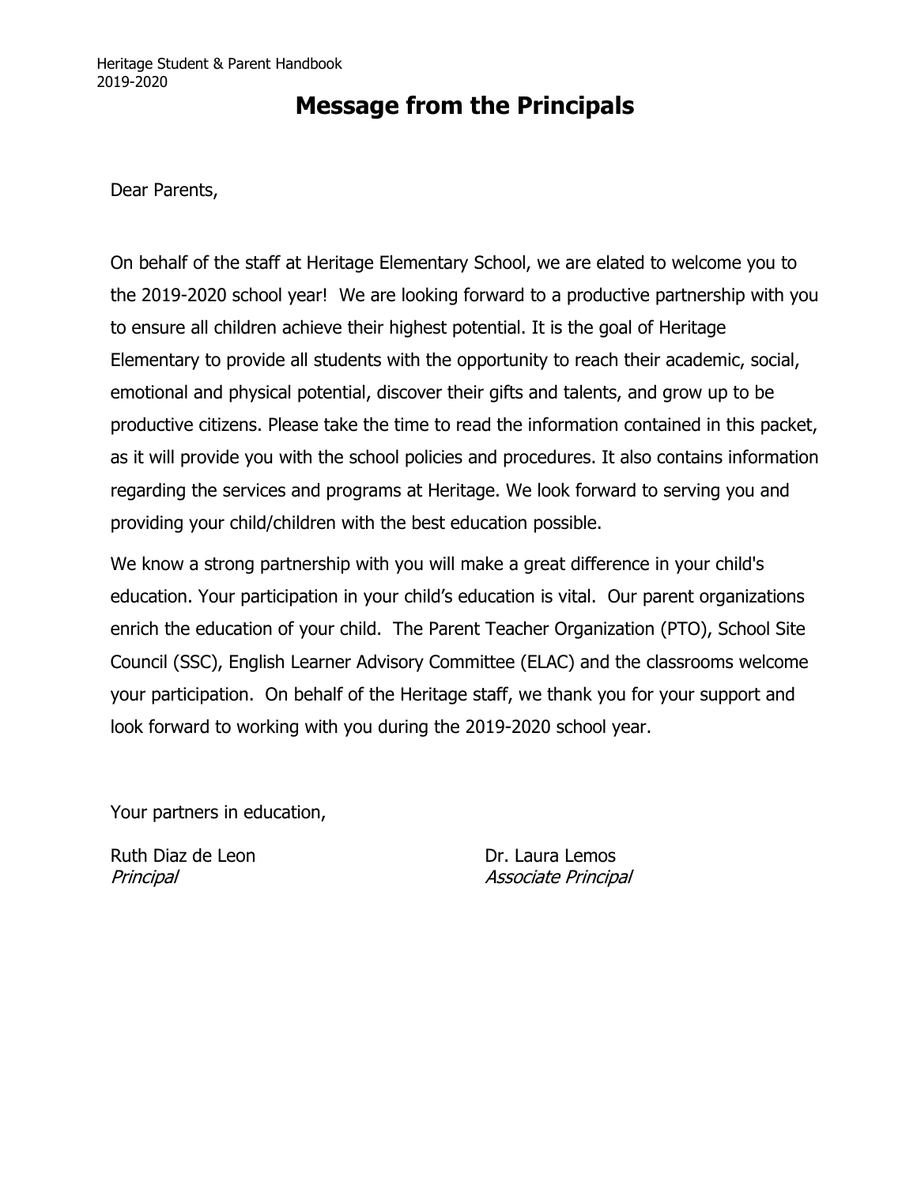# Message from the Principals

Dear Parents,

On behalf of the staff at Heritage Elementary School, we are elated to welcome you to the 2019-2020 school year! We are looking forward to a productive partnership with you to ensure all children achieve their highest potential. It is the goal of Heritage Elementary to provide all students with the opportunity to reach their academic, social, emotional and physical potential, discover their gifts and talents, and grow up to be productive citizens. Please take the time to read the information contained in this packet, as it will provide you with the school policies and procedures. It also contains information regarding the services and programs at Heritage. We look forward to serving you and providing your child/children with the best education possible.

We know a strong partnership with you will make a great difference in your child's education. Your participation in your child's education is vital. Our parent organizations enrich the education of your child. The Parent Teacher Organization (PTO), School Site Council (SSC), English Learner Advisory Committee (ELAC) and the classrooms welcome your participation. On behalf of the Heritage staff, we thank you for your support and look forward to working with you during the 2019-2020 school year.

Your partners in education,

Ruth Diaz de Leon
*Principal*

Dr. Laura Lemos
*Associate Principal*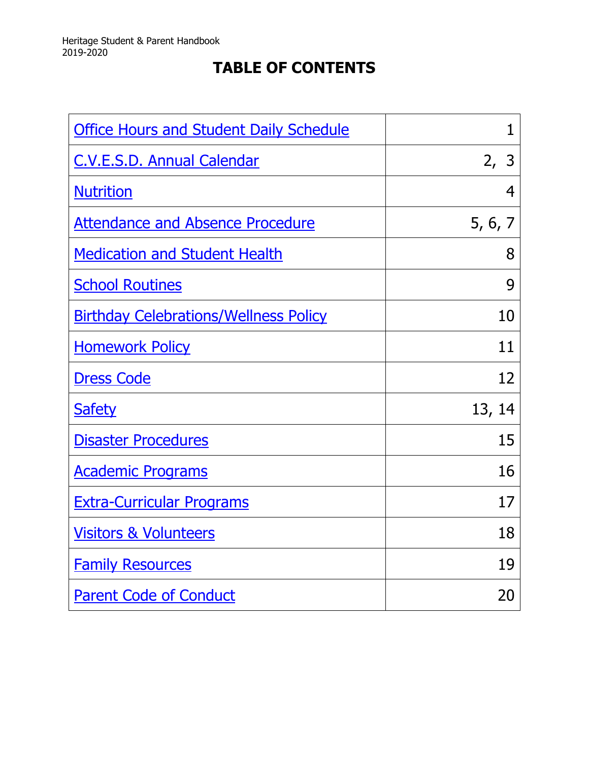# TABLE OF CONTENTS

| | |
|---|---|
| Office Hours and Student Daily Schedule | 1 |
| C.V.E.S.D. Annual Calendar | 2, 3 |
| Nutrition | 4 |
| Attendance and Absence Procedure | 5, 6, 7 |
| Medication and Student Health | 8 |
| School Routines | 9 |
| Birthday Celebrations/Wellness Policy | 10 |
| Homework Policy | 11 |
| Dress Code | 12 |
| Safety | 13, 14 |
| Disaster Procedures | 15 |
| Academic Programs | 16 |
| Extra-Curricular Programs | 17 |
| Visitors & Volunteers | 18 |
| Family Resources | 19 |
| Parent Code of Conduct | 20 |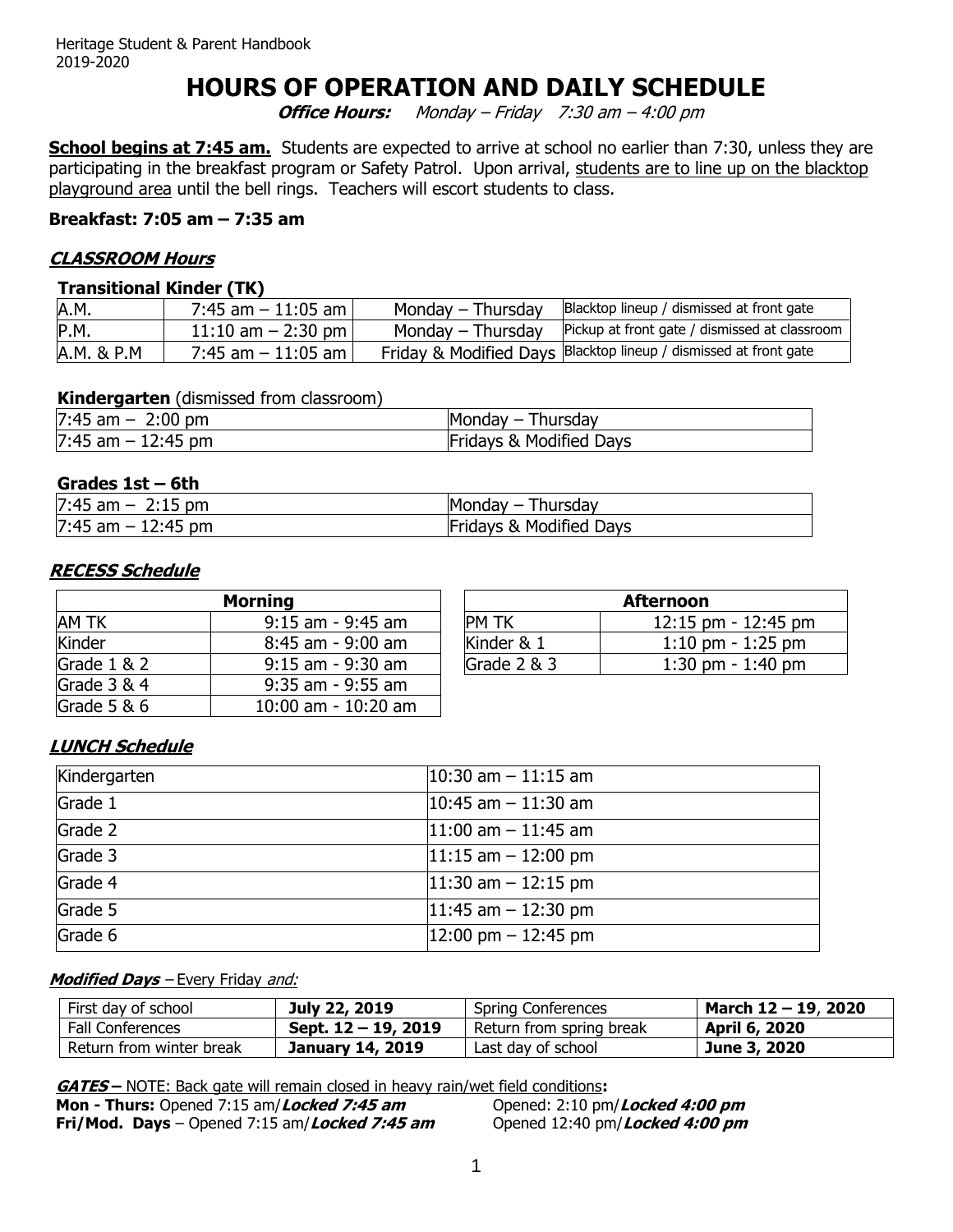#  HOURS OF OPERATION AND DAILY SCHEDULE

***Office Hours:*** *Monday – Friday 7:30 am – 4:00 pm*

**School begins at 7:45 am.** Students are expected to arrive at school no earlier than 7:30, unless they are participating in the breakfast program or Safety Patrol. Upon arrival, students are to line up on the blacktop playground area until the bell rings. Teachers will escort students to class.

**Breakfast: 7:05 am – 7:35 am**

### ***CLASSROOM Hours***

**Transitional Kinder (TK)**

| A.M. | 7:45 am – 11:05 am | Monday – Thursday | Blacktop lineup / dismissed at front gate |
|---|---|---|---|
| P.M. | 11:10 am – 2:30 pm | Monday – Thursday | Pickup at front gate / dismissed at classroom |
| A.M. & P.M | 7:45 am – 11:05 am | Friday & Modified Days | Blacktop lineup / dismissed at front gate |

**Kindergarten** (dismissed from classroom)

| 7:45 am – 2:00 pm | Monday – Thursday |
|---|---|
| 7:45 am – 12:45 pm | Fridays & Modified Days |

**Grades 1st – 6th**

| 7:45 am – 2:15 pm | Monday – Thursday |
|---|---|
| 7:45 am – 12:45 pm | Fridays & Modified Days |

### ***RECESS Schedule***

| Morning | |
|---|---|
| AM TK | 9:15 am - 9:45 am |
| Kinder | 8:45 am - 9:00 am |
| Grade 1 & 2 | 9:15 am - 9:30 am |
| Grade 3 & 4 | 9:35 am - 9:55 am |
| Grade 5 & 6 | 10:00 am - 10:20 am |

| Afternoon | |
|---|---|
| PM TK | 12:15 pm - 12:45 pm |
| Kinder & 1 | 1:10 pm - 1:25 pm |
| Grade 2 & 3 | 1:30 pm - 1:40 pm |

### ***LUNCH Schedule***

| Kindergarten | 10:30 am – 11:15 am |
|---|---|
| Grade 1 | 10:45 am – 11:30 am |
| Grade 2 | 11:00 am – 11:45 am |
| Grade 3 | 11:15 am – 12:00 pm |
| Grade 4 | 11:30 am – 12:15 pm |
| Grade 5 | 11:45 am – 12:30 pm |
| Grade 6 | 12:00 pm – 12:45 pm |

***Modified Days*** – Every Friday *and:*

| First day of school | **July 22, 2019** | Spring Conferences | **March 12 – 19, 2020** |
|---|---|---|---|
| Fall Conferences | **Sept. 12 – 19, 2019** | Return from spring break | **April 6, 2020** |
| Return from winter break | **January 14, 2019** | Last day of school | **June 3, 2020** |

***GATES –*** NOTE: Back gate will remain closed in heavy rain/wet field conditions**:**

**Mon - Thurs:** Opened 7:15 am/***Locked 7:45 am*** Opened: 2:10 pm/***Locked 4:00 pm***

**Fri/Mod. Days** – Opened 7:15 am/***Locked 7:45 am*** Opened 12:40 pm/***Locked 4:00 pm***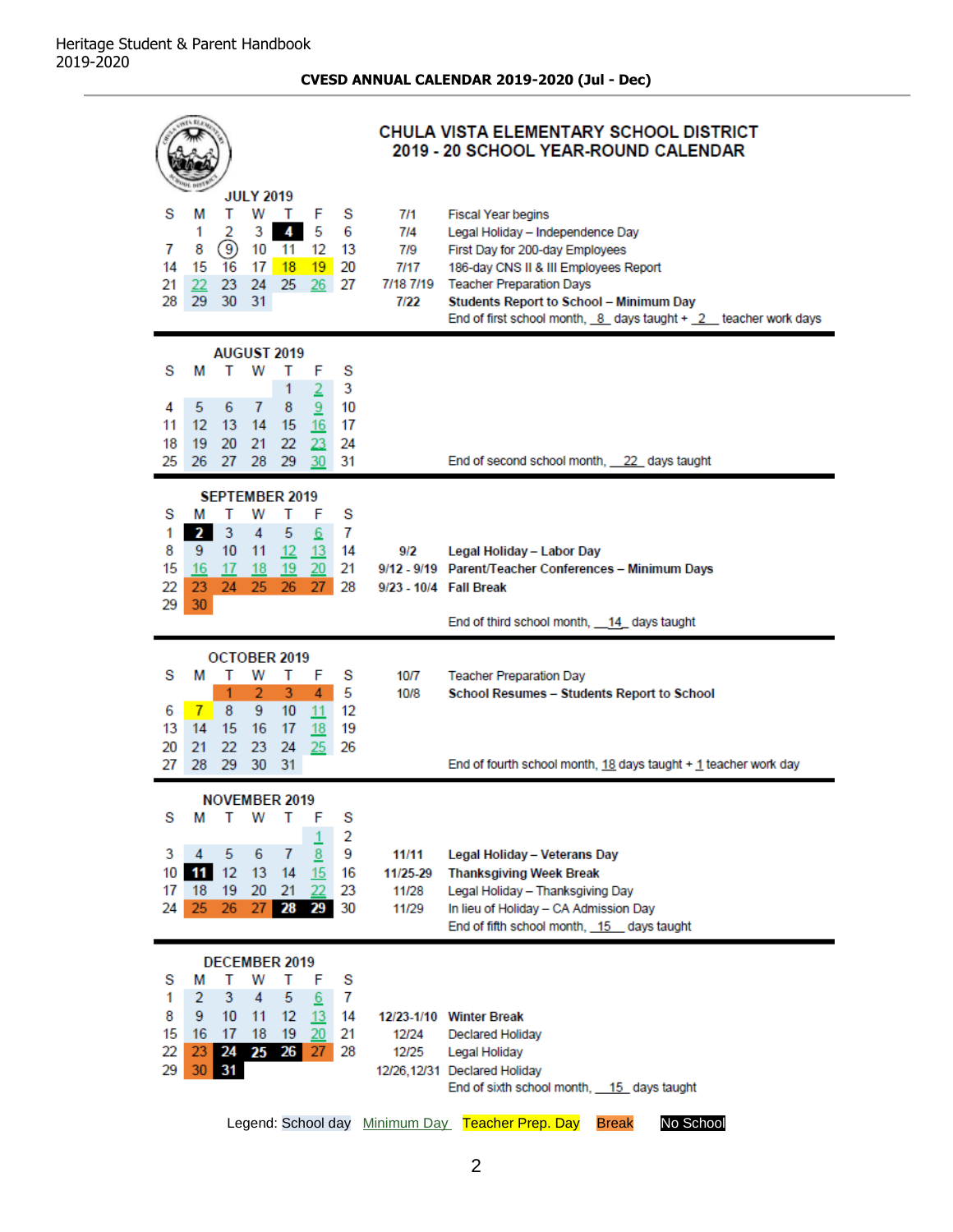Heritage Student & Parent Handbook
2019-2020

**CVESD ANNUAL CALENDAR 2019-2020 (Jul - Dec)**

# CHULA VISTA ELEMENTARY SCHOOL DISTRICT
## 2019 - 20 SCHOOL YEAR-ROUND CALENDAR

### JULY 2019

| S | M | T | W | T | F | S |
|---|---|---|---|---|---|---|
| | 1 | 2 | 3 | 4 | 5 | 6 |
| 7 | 8 | (9) | 10 | 11 | 12 | 13 |
| 14 | 15 | 16 | 17 | 18 | 19 | 20 |
| 21 | 22 | 23 | 24 | 25 | 26 | 27 |
| 28 | 29 | 30 | 31 | | | |

| Date | Event |
|---|---|
| 7/1 | Fiscal Year begins |
| 7/4 | Legal Holiday – Independence Day |
| 7/9 | First Day for 200-day Employees |
| 7/17 | 186-day CNS II & III Employees Report |
| 7/18 7/19 | Teacher Preparation Days |
| **7/22** | **Students Report to School – Minimum Day** |

End of first school month, 8 days taught + 2 teacher work days

### AUGUST 2019

| S | M | T | W | T | F | S |
|---|---|---|---|---|---|---|
| | | | | 1 | 2 | 3 |
| 4 | 5 | 6 | 7 | 8 | 9 | 10 |
| 11 | 12 | 13 | 14 | 15 | 16 | 17 |
| 18 | 19 | 20 | 21 | 22 | 23 | 24 |
| 25 | 26 | 27 | 28 | 29 | 30 | 31 |

End of second school month, 22 days taught

### SEPTEMBER 2019

| S | M | T | W | T | F | S |
|---|---|---|---|---|---|---|
| 1 | 2 | 3 | 4 | 5 | 6 | 7 |
| 8 | 9 | 10 | 11 | 12 | 13 | 14 |
| 15 | 16 | 17 | 18 | 19 | 20 | 21 |
| 22 | 23 | 24 | 25 | 26 | 27 | 28 |
| 29 | 30 | | | | | |

| Date | Event |
|---|---|
| **9/2** | **Legal Holiday – Labor Day** |
| **9/12 - 9/19** | **Parent/Teacher Conferences – Minimum Days** |
| **9/23 - 10/4** | **Fall Break** |

End of third school month, 14 days taught

### OCTOBER 2019

| S | M | T | W | T | F | S |
|---|---|---|---|---|---|---|
| | | 1 | 2 | 3 | 4 | 5 |
| 6 | 7 | 8 | 9 | 10 | 11 | 12 |
| 13 | 14 | 15 | 16 | 17 | 18 | 19 |
| 20 | 21 | 22 | 23 | 24 | 25 | 26 |
| 27 | 28 | 29 | 30 | 31 | | |

| Date | Event |
|---|---|
| 10/7 | Teacher Preparation Day |
| 10/8 | **School Resumes – Students Report to School** |

End of fourth school month, 18 days taught + 1 teacher work day

### NOVEMBER 2019

| S | M | T | W | T | F | S |
|---|---|---|---|---|---|---|
| | | | | | 1 | 2 |
| 3 | 4 | 5 | 6 | 7 | 8 | 9 |
| 10 | 11 | 12 | 13 | 14 | 15 | 16 |
| 17 | 18 | 19 | 20 | 21 | 22 | 23 |
| 24 | 25 | 26 | 27 | 28 | 29 | 30 |

| Date | Event |
|---|---|
| **11/11** | **Legal Holiday – Veterans Day** |
| **11/25-29** | **Thanksgiving Week Break** |
| 11/28 | Legal Holiday – Thanksgiving Day |
| 11/29 | In lieu of Holiday – CA Admission Day |

End of fifth school month, 15 days taught

### DECEMBER 2019

| S | M | T | W | T | F | S |
|---|---|---|---|---|---|---|
| 1 | 2 | 3 | 4 | 5 | 6 | 7 |
| 8 | 9 | 10 | 11 | 12 | 13 | 14 |
| 15 | 16 | 17 | 18 | 19 | 20 | 21 |
| 22 | 23 | 24 | 25 | 26 | 27 | 28 |
| 29 | 30 | 31 | | | | |

| Date | Event |
|---|---|
| **12/23-1/10** | **Winter Break** |
| 12/24 | Declared Holiday |
| 12/25 | Legal Holiday |
| 12/26,12/31 | Declared Holiday |

End of sixth school month, 15 days taught

Legend: School day | Minimum Day | Teacher Prep. Day | Break | No School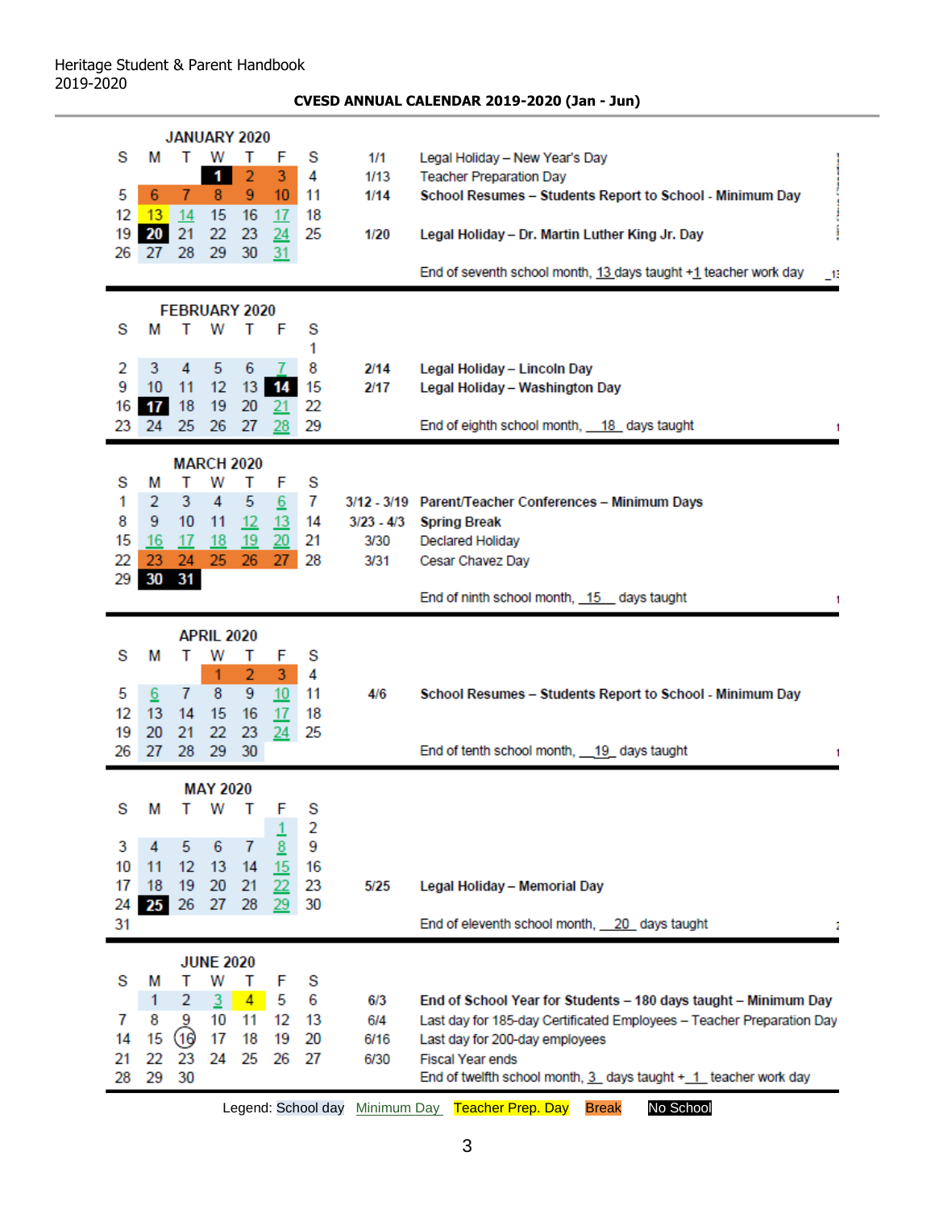## CVESD ANNUAL CALENDAR 2019-2020 (Jan - Jun)

### JANUARY 2020

| S | M | T | W | T | F | S |
|---|---|---|---|---|---|---|
| | | | 1 | 2 | 3 | 4 |
| 5 | 6 | 7 | 8 | 9 | 10 | 11 |
| 12 | 13 | 14 | 15 | 16 | 17 | 18 |
| 19 | 20 | 21 | 22 | 23 | 24 | 25 |
| 26 | 27 | 28 | 29 | 30 | 31 | |

| Date | Event |
|---|---|
| 1/1 | Legal Holiday – New Year's Day |
| 1/13 | Teacher Preparation Day |
| 1/14 | **School Resumes – Students Report to School - Minimum Day** |
| 1/20 | **Legal Holiday – Dr. Martin Luther King Jr. Day** |

End of seventh school month, 13 days taught +1 teacher work day

### FEBRUARY 2020

| S | M | T | W | T | F | S |
|---|---|---|---|---|---|---|
| | | | | | | 1 |
| 2 | 3 | 4 | 5 | 6 | 7 | 8 |
| 9 | 10 | 11 | 12 | 13 | 14 | 15 |
| 16 | 17 | 18 | 19 | 20 | 21 | 22 |
| 23 | 24 | 25 | 26 | 27 | 28 | 29 |

| Date | Event |
|---|---|
| 2/14 | **Legal Holiday – Lincoln Day** |
| 2/17 | **Legal Holiday – Washington Day** |

End of eighth school month, 18 days taught

### MARCH 2020

| S | M | T | W | T | F | S |
|---|---|---|---|---|---|---|
| 1 | 2 | 3 | 4 | 5 | 6 | 7 |
| 8 | 9 | 10 | 11 | 12 | 13 | 14 |
| 15 | 16 | 17 | 18 | 19 | 20 | 21 |
| 22 | 23 | 24 | 25 | 26 | 27 | 28 |
| 29 | 30 | 31 | | | | |

| Date | Event |
|---|---|
| 3/12 - 3/19 | **Parent/Teacher Conferences – Minimum Days** |
| 3/23 - 4/3 | **Spring Break** |
| 3/30 | Declared Holiday |
| 3/31 | Cesar Chavez Day |

End of ninth school month, 15 days taught

### APRIL 2020

| S | M | T | W | T | F | S |
|---|---|---|---|---|---|---|
| | | | 1 | 2 | 3 | 4 |
| 5 | 6 | 7 | 8 | 9 | 10 | 11 |
| 12 | 13 | 14 | 15 | 16 | 17 | 18 |
| 19 | 20 | 21 | 22 | 23 | 24 | 25 |
| 26 | 27 | 28 | 29 | 30 | | |

| Date | Event |
|---|---|
| 4/6 | **School Resumes – Students Report to School - Minimum Day** |

End of tenth school month, 19 days taught

### MAY 2020

| S | M | T | W | T | F | S |
|---|---|---|---|---|---|---|
| | | | | | 1 | 2 |
| 3 | 4 | 5 | 6 | 7 | 8 | 9 |
| 10 | 11 | 12 | 13 | 14 | 15 | 16 |
| 17 | 18 | 19 | 20 | 21 | 22 | 23 |
| 24 | 25 | 26 | 27 | 28 | 29 | 30 |
| 31 | | | | | | |

| Date | Event |
|---|---|
| 5/25 | **Legal Holiday – Memorial Day** |

End of eleventh school month, 20 days taught

### JUNE 2020

| S | M | T | W | T | F | S |
|---|---|---|---|---|---|---|
| | 1 | 2 | 3 | 4 | 5 | 6 |
| 7 | 8 | 9 | 10 | 11 | 12 | 13 |
| 14 | 15 | 16 | 17 | 18 | 19 | 20 |
| 21 | 22 | 23 | 24 | 25 | 26 | 27 |
| 28 | 29 | 30 | | | | |

| Date | Event |
|---|---|
| 6/3 | **End of School Year for Students – 180 days taught – Minimum Day** |
| 6/4 | Last day for 185-day Certificated Employees – Teacher Preparation Day |
| 6/16 | Last day for 200-day employees |
| 6/30 | Fiscal Year ends |

End of twelfth school month, 3 days taught + 1 teacher work day

Legend: School day, Minimum Day, Teacher Prep. Day, Break, No School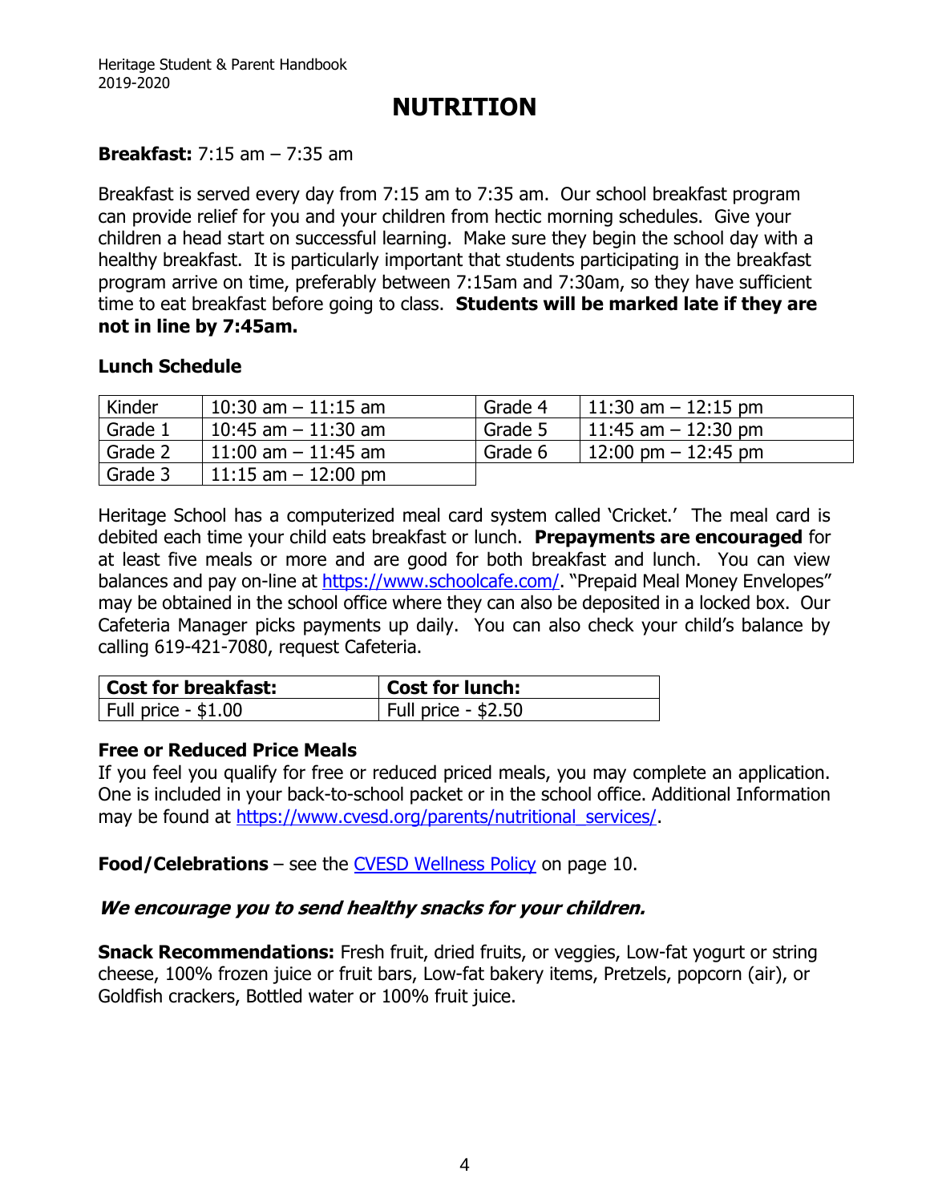# NUTRITION

**Breakfast:** 7:15 am – 7:35 am

Breakfast is served every day from 7:15 am to 7:35 am. Our school breakfast program can provide relief for you and your children from hectic morning schedules. Give your children a head start on successful learning. Make sure they begin the school day with a healthy breakfast. It is particularly important that students participating in the breakfast program arrive on time, preferably between 7:15am and 7:30am, so they have sufficient time to eat breakfast before going to class. **Students will be marked late if they are not in line by 7:45am.**

**Lunch Schedule**

| | | | |
|---|---|---|---|
| Kinder | 10:30 am – 11:15 am | Grade 4 | 11:30 am – 12:15 pm |
| Grade 1 | 10:45 am – 11:30 am | Grade 5 | 11:45 am – 12:30 pm |
| Grade 2 | 11:00 am – 11:45 am | Grade 6 | 12:00 pm – 12:45 pm |
| Grade 3 | 11:15 am – 12:00 pm | | |

Heritage School has a computerized meal card system called 'Cricket.' The meal card is debited each time your child eats breakfast or lunch. **Prepayments are encouraged** for at least five meals or more and are good for both breakfast and lunch. You can view balances and pay on-line at https://www.schoolcafe.com/. "Prepaid Meal Money Envelopes" may be obtained in the school office where they can also be deposited in a locked box. Our Cafeteria Manager picks payments up daily. You can also check your child's balance by calling 619-421-7080, request Cafeteria.

| Cost for breakfast: | Cost for lunch: |
|---|---|
| Full price - $1.00 | Full price - $2.50 |

**Free or Reduced Price Meals**

If you feel you qualify for free or reduced priced meals, you may complete an application. One is included in your back-to-school packet or in the school office. Additional Information may be found at https://www.cvesd.org/parents/nutritional_services/.

**Food/Celebrations** – see the CVESD Wellness Policy on page 10.

***We encourage you to send healthy snacks for your children.***

**Snack Recommendations:** Fresh fruit, dried fruits, or veggies, Low-fat yogurt or string cheese, 100% frozen juice or fruit bars, Low-fat bakery items, Pretzels, popcorn (air), or Goldfish crackers, Bottled water or 100% fruit juice.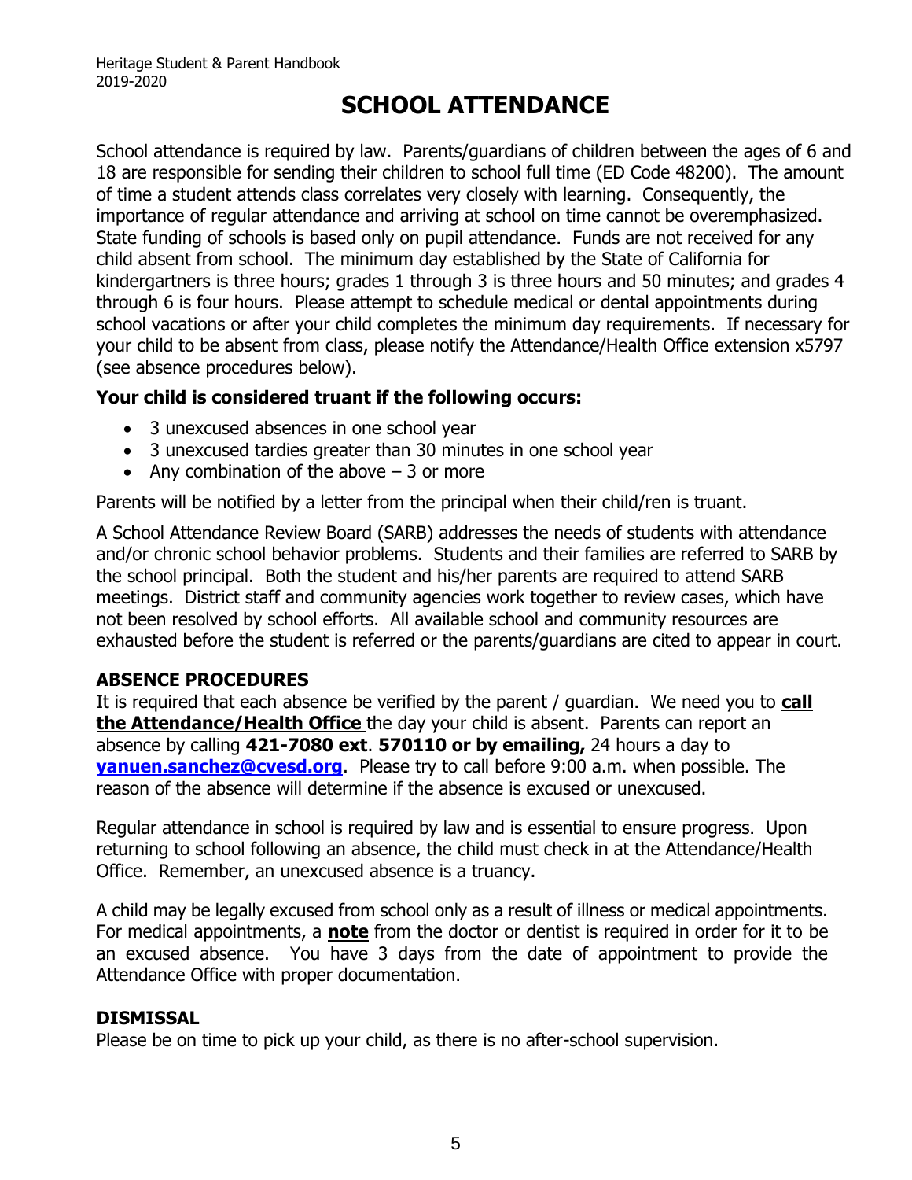# SCHOOL ATTENDANCE

School attendance is required by law. Parents/guardians of children between the ages of 6 and 18 are responsible for sending their children to school full time (ED Code 48200). The amount of time a student attends class correlates very closely with learning. Consequently, the importance of regular attendance and arriving at school on time cannot be overemphasized. State funding of schools is based only on pupil attendance. Funds are not received for any child absent from school. The minimum day established by the State of California for kindergartners is three hours; grades 1 through 3 is three hours and 50 minutes; and grades 4 through 6 is four hours. Please attempt to schedule medical or dental appointments during school vacations or after your child completes the minimum day requirements. If necessary for your child to be absent from class, please notify the Attendance/Health Office extension x5797 (see absence procedures below).

**Your child is considered truant if the following occurs:**

- 3 unexcused absences in one school year
- 3 unexcused tardies greater than 30 minutes in one school year
- Any combination of the above – 3 or more

Parents will be notified by a letter from the principal when their child/ren is truant.

A School Attendance Review Board (SARB) addresses the needs of students with attendance and/or chronic school behavior problems. Students and their families are referred to SARB by the school principal. Both the student and his/her parents are required to attend SARB meetings. District staff and community agencies work together to review cases, which have not been resolved by school efforts. All available school and community resources are exhausted before the student is referred or the parents/guardians are cited to appear in court.

### ABSENCE PROCEDURES

It is required that each absence be verified by the parent / guardian. We need you to **call the Attendance/Health Office** the day your child is absent. Parents can report an absence by calling **421-7080 ext**. **570110 or by emailing,** 24 hours a day to **yanuen.sanchez@cvesd.org**. Please try to call before 9:00 a.m. when possible. The reason of the absence will determine if the absence is excused or unexcused.

Regular attendance in school is required by law and is essential to ensure progress. Upon returning to school following an absence, the child must check in at the Attendance/Health Office. Remember, an unexcused absence is a truancy.

A child may be legally excused from school only as a result of illness or medical appointments. For medical appointments, a **note** from the doctor or dentist is required in order for it to be an excused absence. You have 3 days from the date of appointment to provide the Attendance Office with proper documentation.

### DISMISSAL

Please be on time to pick up your child, as there is no after-school supervision.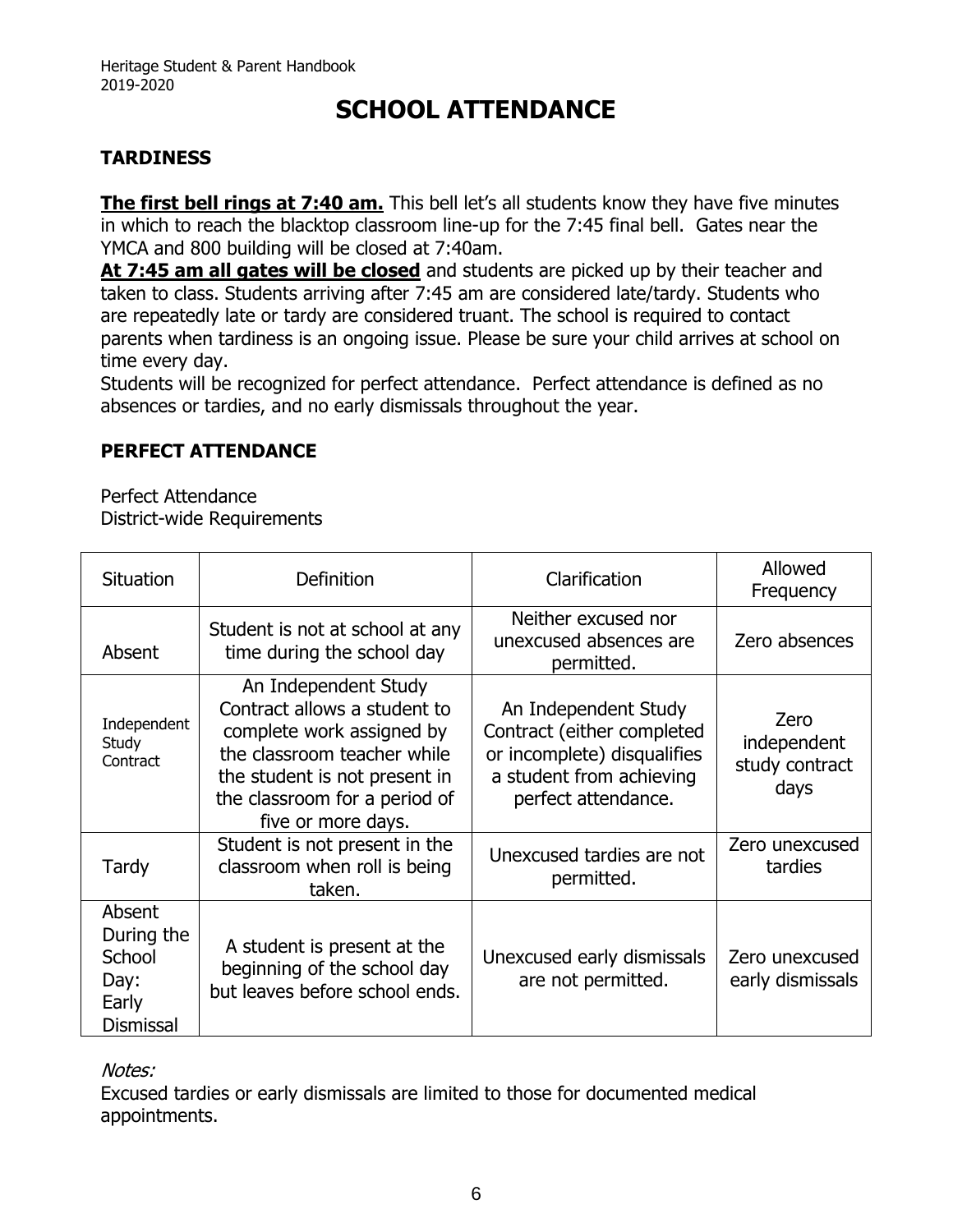# SCHOOL ATTENDANCE

## TARDINESS

**The first bell rings at 7:40 am.** This bell let's all students know they have five minutes in which to reach the blacktop classroom line-up for the 7:45 final bell. Gates near the YMCA and 800 building will be closed at 7:40am.

**At 7:45 am all gates will be closed** and students are picked up by their teacher and taken to class. Students arriving after 7:45 am are considered late/tardy. Students who are repeatedly late or tardy are considered truant. The school is required to contact parents when tardiness is an ongoing issue. Please be sure your child arrives at school on time every day.

Students will be recognized for perfect attendance. Perfect attendance is defined as no absences or tardies, and no early dismissals throughout the year.

## PERFECT ATTENDANCE

Perfect Attendance
District-wide Requirements

| Situation | Definition | Clarification | Allowed Frequency |
|---|---|---|---|
| Absent | Student is not at school at any time during the school day | Neither excused nor unexcused absences are permitted. | Zero absences |
| Independent Study Contract | An Independent Study Contract allows a student to complete work assigned by the classroom teacher while the student is not present in the classroom for a period of five or more days. | An Independent Study Contract (either completed or incomplete) disqualifies a student from achieving perfect attendance. | Zero independent study contract days |
| Tardy | Student is not present in the classroom when roll is being taken. | Unexcused tardies are not permitted. | Zero unexcused tardies |
| Absent During the School Day: Early Dismissal | A student is present at the beginning of the school day but leaves before school ends. | Unexcused early dismissals are not permitted. | Zero unexcused early dismissals |

*Notes:*

Excused tardies or early dismissals are limited to those for documented medical appointments.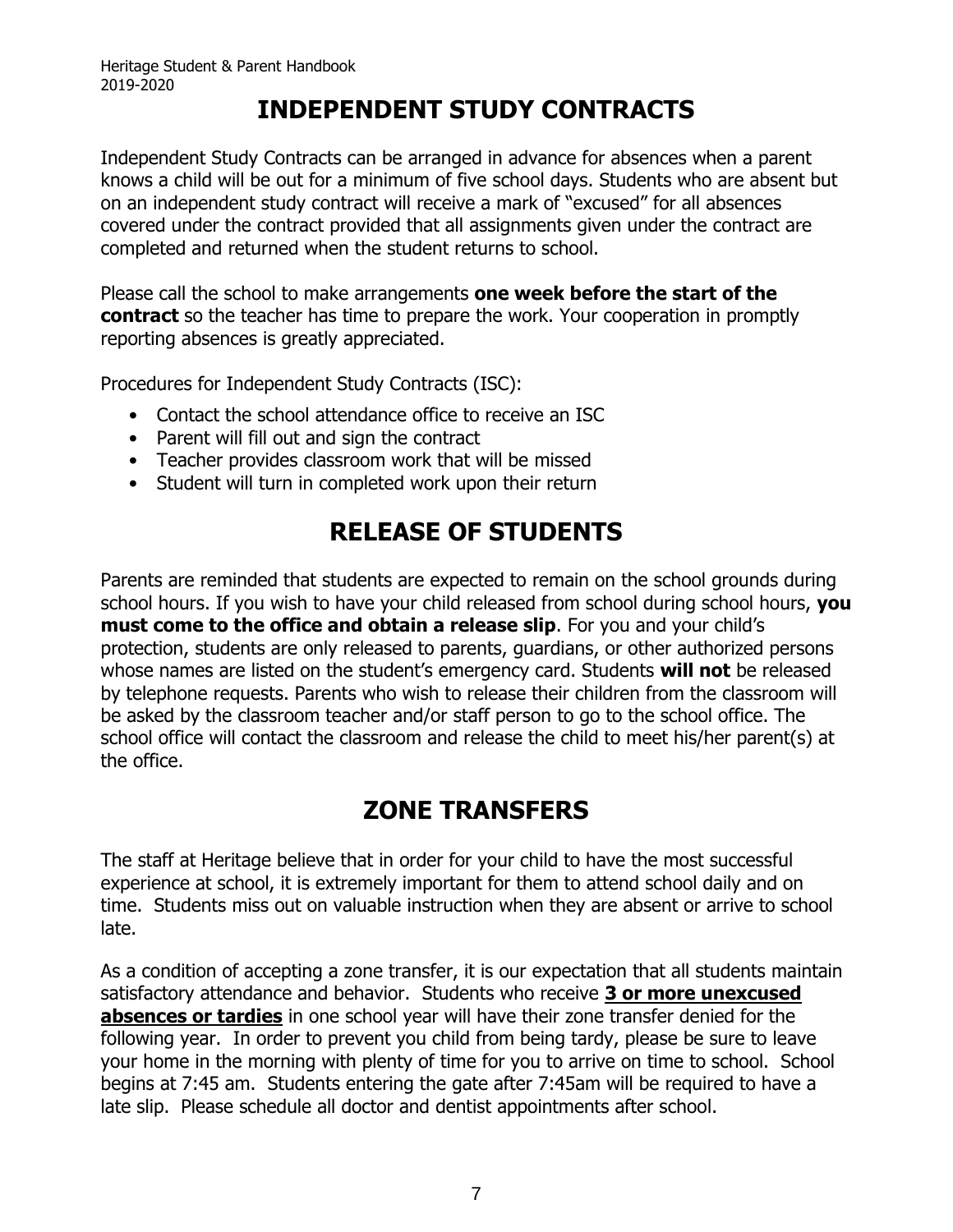# INDEPENDENT STUDY CONTRACTS

Independent Study Contracts can be arranged in advance for absences when a parent knows a child will be out for a minimum of five school days. Students who are absent but on an independent study contract will receive a mark of "excused" for all absences covered under the contract provided that all assignments given under the contract are completed and returned when the student returns to school.

Please call the school to make arrangements **one week before the start of the contract** so the teacher has time to prepare the work. Your cooperation in promptly reporting absences is greatly appreciated.

Procedures for Independent Study Contracts (ISC):

- Contact the school attendance office to receive an ISC
- Parent will fill out and sign the contract
- Teacher provides classroom work that will be missed
- Student will turn in completed work upon their return

# RELEASE OF STUDENTS

Parents are reminded that students are expected to remain on the school grounds during school hours. If you wish to have your child released from school during school hours, **you must come to the office and obtain a release slip**. For you and your child's protection, students are only released to parents, guardians, or other authorized persons whose names are listed on the student's emergency card. Students **will not** be released by telephone requests. Parents who wish to release their children from the classroom will be asked by the classroom teacher and/or staff person to go to the school office. The school office will contact the classroom and release the child to meet his/her parent(s) at the office.

# ZONE TRANSFERS

The staff at Heritage believe that in order for your child to have the most successful experience at school, it is extremely important for them to attend school daily and on time. Students miss out on valuable instruction when they are absent or arrive to school late.

As a condition of accepting a zone transfer, it is our expectation that all students maintain satisfactory attendance and behavior. Students who receive **<u>3 or more unexcused absences or tardies</u>** in one school year will have their zone transfer denied for the following year. In order to prevent you child from being tardy, please be sure to leave your home in the morning with plenty of time for you to arrive on time to school. School begins at 7:45 am. Students entering the gate after 7:45am will be required to have a late slip. Please schedule all doctor and dentist appointments after school.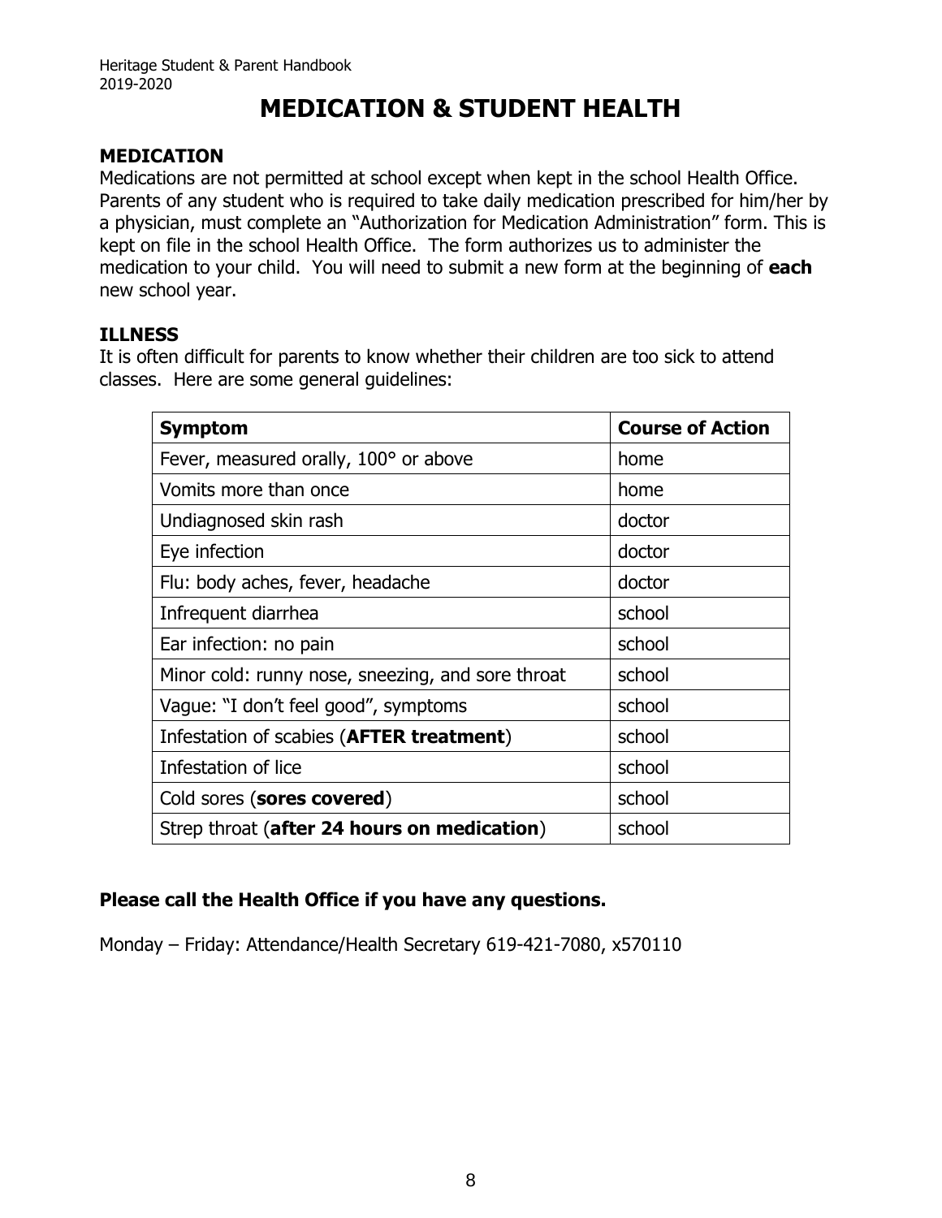# MEDICATION & STUDENT HEALTH

## MEDICATION

Medications are not permitted at school except when kept in the school Health Office. Parents of any student who is required to take daily medication prescribed for him/her by a physician, must complete an "Authorization for Medication Administration" form. This is kept on file in the school Health Office. The form authorizes us to administer the medication to your child. You will need to submit a new form at the beginning of **each** new school year.

## ILLNESS

It is often difficult for parents to know whether their children are too sick to attend classes. Here are some general guidelines:

| **Symptom** | **Course of Action** |
|---|---|
| Fever, measured orally, 100° or above | home |
| Vomits more than once | home |
| Undiagnosed skin rash | doctor |
| Eye infection | doctor |
| Flu: body aches, fever, headache | doctor |
| Infrequent diarrhea | school |
| Ear infection: no pain | school |
| Minor cold: runny nose, sneezing, and sore throat | school |
| Vague: "I don't feel good", symptoms | school |
| Infestation of scabies (**AFTER treatment**) | school |
| Infestation of lice | school |
| Cold sores (**sores covered**) | school |
| Strep throat (**after 24 hours on medication**) | school |

**Please call the Health Office if you have any questions.**

Monday – Friday: Attendance/Health Secretary 619-421-7080, x570110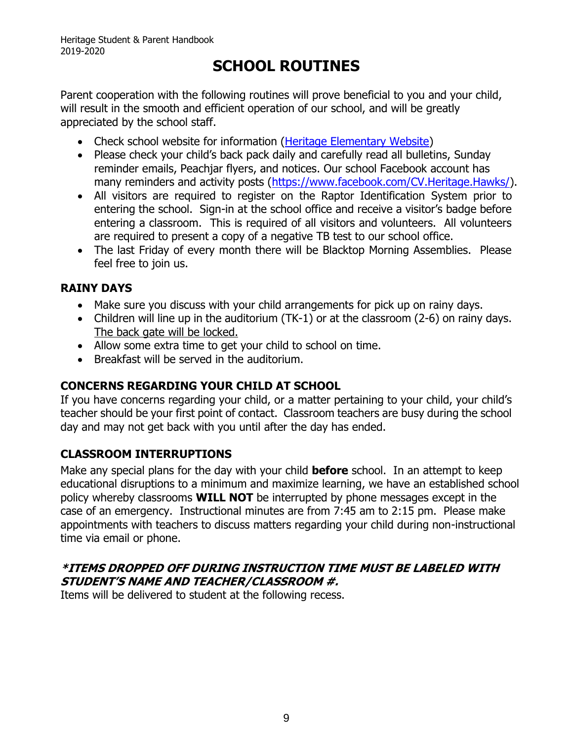# SCHOOL ROUTINES

Parent cooperation with the following routines will prove beneficial to you and your child, will result in the smooth and efficient operation of our school, and will be greatly appreciated by the school staff.

- Check school website for information ([Heritage Elementary Website]())
- Please check your child's back pack daily and carefully read all bulletins, Sunday reminder emails, Peachjar flyers, and notices. Our school Facebook account has many reminders and activity posts ([https://www.facebook.com/CV.Heritage.Hawks/](https://www.facebook.com/CV.Heritage.Hawks/)).
- All visitors are required to register on the Raptor Identification System prior to entering the school. Sign-in at the school office and receive a visitor's badge before entering a classroom. This is required of all visitors and volunteers. All volunteers are required to present a copy of a negative TB test to our school office.
- The last Friday of every month there will be Blacktop Morning Assemblies. Please feel free to join us.

## RAINY DAYS

- Make sure you discuss with your child arrangements for pick up on rainy days.
- Children will line up in the auditorium (TK-1) or at the classroom (2-6) on rainy days. The back gate will be locked.
- Allow some extra time to get your child to school on time.
- Breakfast will be served in the auditorium.

## CONCERNS REGARDING YOUR CHILD AT SCHOOL

If you have concerns regarding your child, or a matter pertaining to your child, your child's teacher should be your first point of contact. Classroom teachers are busy during the school day and may not get back with you until after the day has ended.

## CLASSROOM INTERRUPTIONS

Make any special plans for the day with your child **before** school. In an attempt to keep educational disruptions to a minimum and maximize learning, we have an established school policy whereby classrooms **WILL NOT** be interrupted by phone messages except in the case of an emergency. Instructional minutes are from 7:45 am to 2:15 pm. Please make appointments with teachers to discuss matters regarding your child during non-instructional time via email or phone.

### *ITEMS DROPPED OFF DURING INSTRUCTION TIME MUST BE LABELED WITH STUDENT'S NAME AND TEACHER/CLASSROOM #.

Items will be delivered to student at the following recess.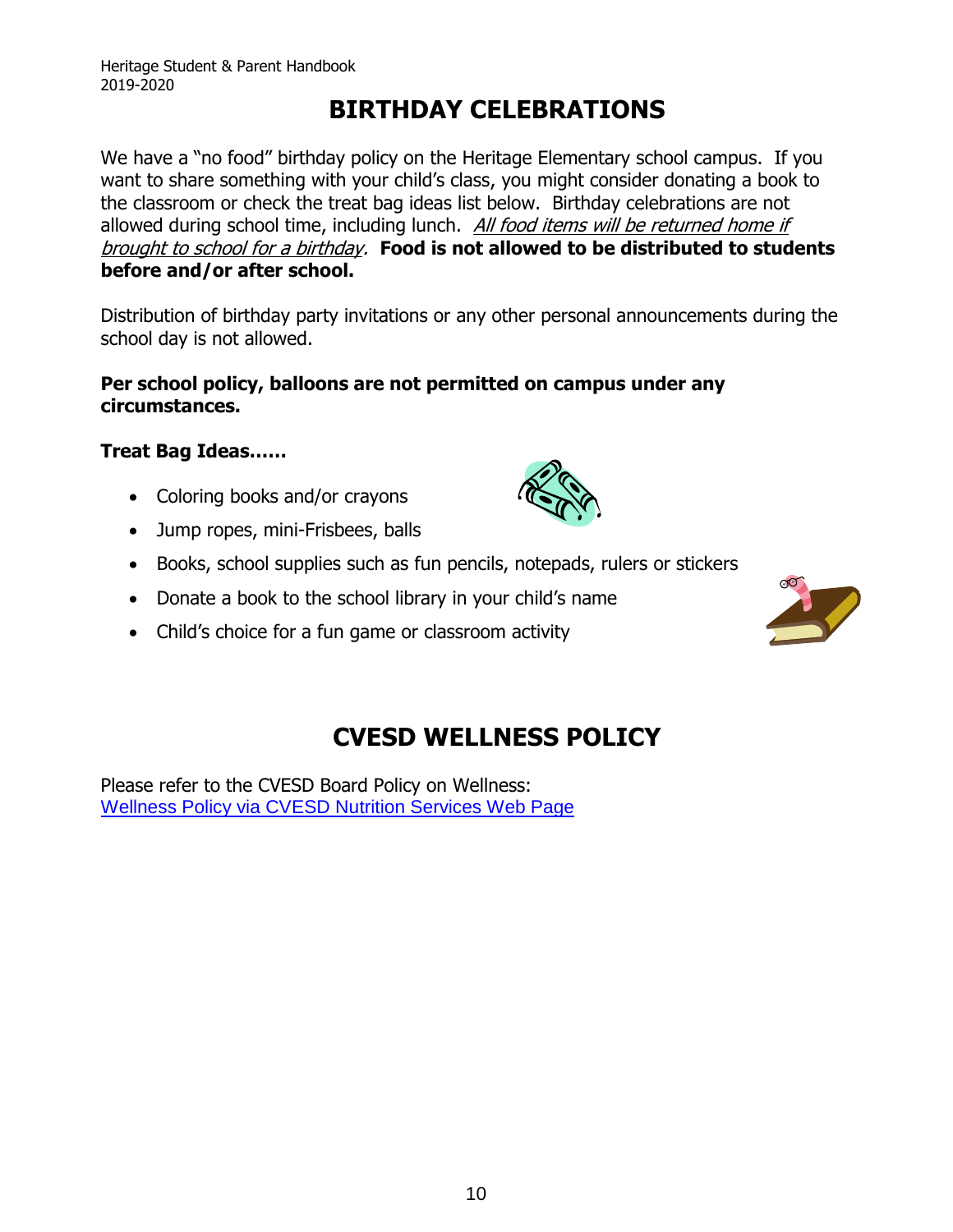# BIRTHDAY CELEBRATIONS

We have a "no food" birthday policy on the Heritage Elementary school campus. If you want to share something with your child's class, you might consider donating a book to the classroom or check the treat bag ideas list below. Birthday celebrations are not allowed during school time, including lunch. *All food items will be returned home if brought to school for a birthday.* **Food is not allowed to be distributed to students before and/or after school.**

Distribution of birthday party invitations or any other personal announcements during the school day is not allowed.

**Per school policy, balloons are not permitted on campus under any circumstances.**

**Treat Bag Ideas……**

- Coloring books and/or crayons
- Jump ropes, mini-Frisbees, balls
- Books, school supplies such as fun pencils, notepads, rulers or stickers
- Donate a book to the school library in your child's name
- Child's choice for a fun game or classroom activity

# CVESD WELLNESS POLICY

Please refer to the CVESD Board Policy on Wellness:
[Wellness Policy via CVESD Nutrition Services Web Page]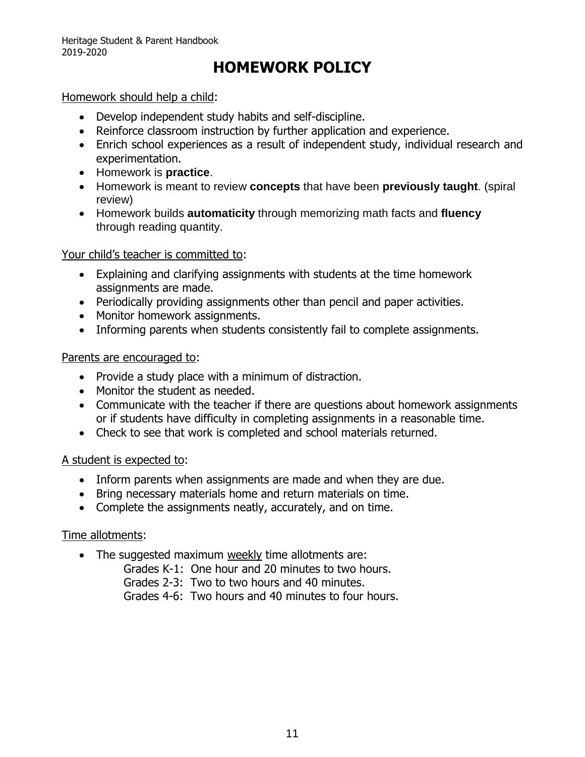# HOMEWORK POLICY

Homework should help a child:

- Develop independent study habits and self-discipline.
- Reinforce classroom instruction by further application and experience.
- Enrich school experiences as a result of independent study, individual research and experimentation.
- Homework is **practice**.
- Homework is meant to review **concepts** that have been **previously taught**. (spiral review)
- Homework builds **automaticity** through memorizing math facts and **fluency** through reading quantity.

Your child's teacher is committed to:

- Explaining and clarifying assignments with students at the time homework assignments are made.
- Periodically providing assignments other than pencil and paper activities.
- Monitor homework assignments.
- Informing parents when students consistently fail to complete assignments.

Parents are encouraged to:

- Provide a study place with a minimum of distraction.
- Monitor the student as needed.
- Communicate with the teacher if there are questions about homework assignments or if students have difficulty in completing assignments in a reasonable time.
- Check to see that work is completed and school materials returned.

A student is expected to:

- Inform parents when assignments are made and when they are due.
- Bring necessary materials home and return materials on time.
- Complete the assignments neatly, accurately, and on time.

Time allotments:

- The suggested maximum weekly time allotments are:
  - Grades K-1: One hour and 20 minutes to two hours.
  - Grades 2-3: Two to two hours and 40 minutes.
  - Grades 4-6: Two hours and 40 minutes to four hours.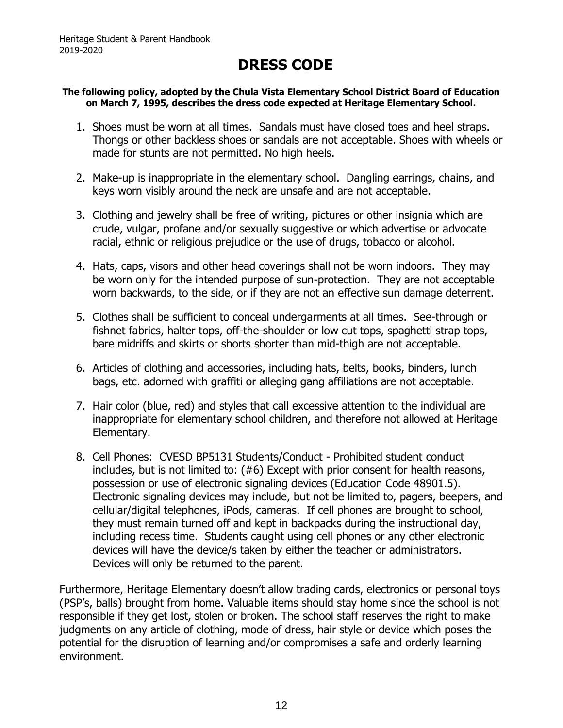# DRESS CODE

**The following policy, adopted by the Chula Vista Elementary School District Board of Education on March 7, 1995, describes the dress code expected at Heritage Elementary School.**

1. Shoes must be worn at all times. Sandals must have closed toes and heel straps. Thongs or other backless shoes or sandals are not acceptable. Shoes with wheels or made for stunts are not permitted. No high heels.
2. Make-up is inappropriate in the elementary school. Dangling earrings, chains, and keys worn visibly around the neck are unsafe and are not acceptable.
3. Clothing and jewelry shall be free of writing, pictures or other insignia which are crude, vulgar, profane and/or sexually suggestive or which advertise or advocate racial, ethnic or religious prejudice or the use of drugs, tobacco or alcohol.
4. Hats, caps, visors and other head coverings shall not be worn indoors. They may be worn only for the intended purpose of sun-protection. They are not acceptable worn backwards, to the side, or if they are not an effective sun damage deterrent.
5. Clothes shall be sufficient to conceal undergarments at all times. See-through or fishnet fabrics, halter tops, off-the-shoulder or low cut tops, spaghetti strap tops, bare midriffs and skirts or shorts shorter than mid-thigh are not acceptable.
6. Articles of clothing and accessories, including hats, belts, books, binders, lunch bags, etc. adorned with graffiti or alleging gang affiliations are not acceptable.
7. Hair color (blue, red) and styles that call excessive attention to the individual are inappropriate for elementary school children, and therefore not allowed at Heritage Elementary.
8. Cell Phones: CVESD BP5131 Students/Conduct - Prohibited student conduct includes, but is not limited to: (#6) Except with prior consent for health reasons, possession or use of electronic signaling devices (Education Code 48901.5). Electronic signaling devices may include, but not be limited to, pagers, beepers, and cellular/digital telephones, iPods, cameras. If cell phones are brought to school, they must remain turned off and kept in backpacks during the instructional day, including recess time. Students caught using cell phones or any other electronic devices will have the device/s taken by either the teacher or administrators. Devices will only be returned to the parent.

Furthermore, Heritage Elementary doesn't allow trading cards, electronics or personal toys (PSP's, balls) brought from home. Valuable items should stay home since the school is not responsible if they get lost, stolen or broken. The school staff reserves the right to make judgments on any article of clothing, mode of dress, hair style or device which poses the potential for the disruption of learning and/or compromises a safe and orderly learning environment.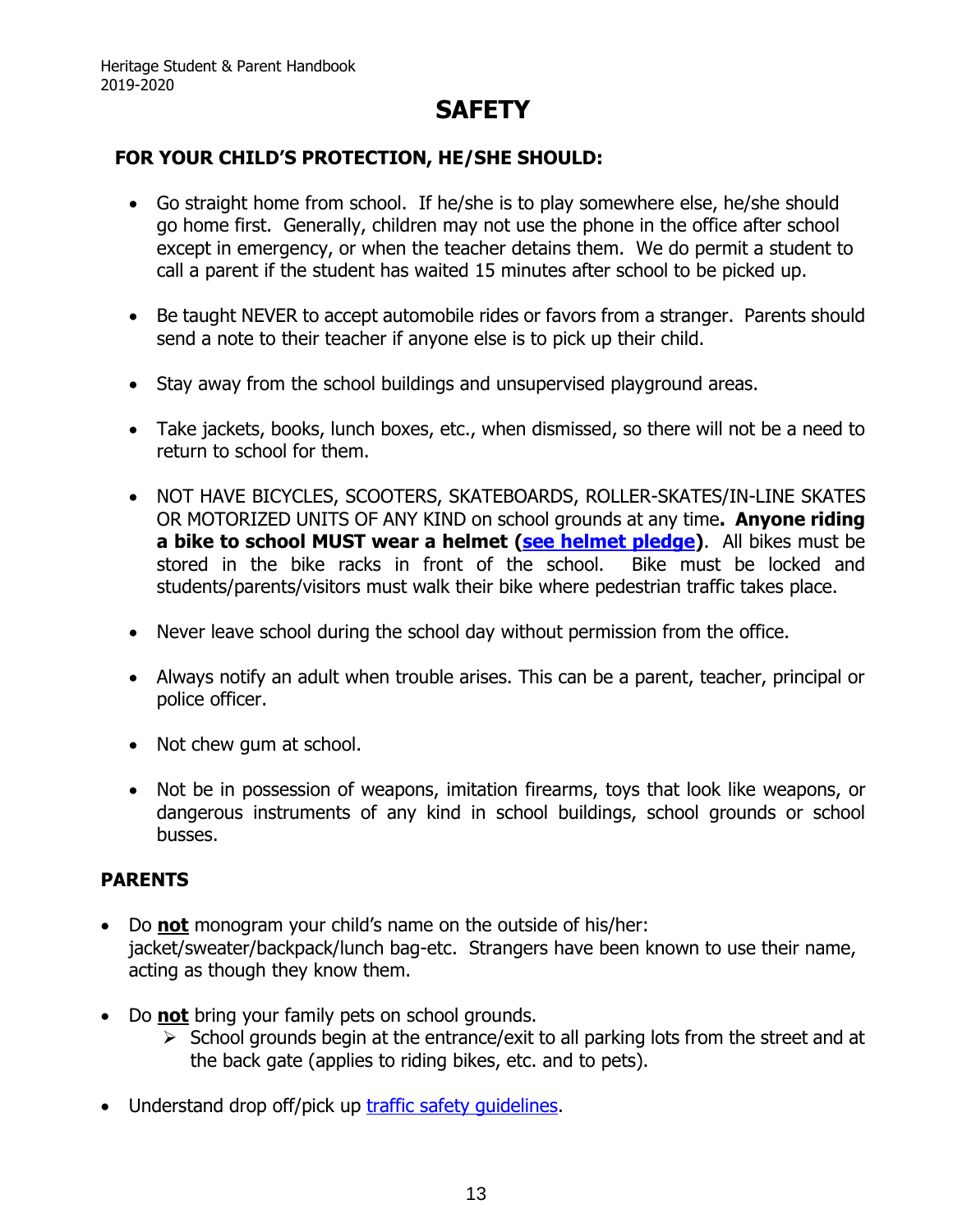# SAFETY

### FOR YOUR CHILD'S PROTECTION, HE/SHE SHOULD:

- Go straight home from school. If he/she is to play somewhere else, he/she should go home first. Generally, children may not use the phone in the office after school except in emergency, or when the teacher detains them. We do permit a student to call a parent if the student has waited 15 minutes after school to be picked up.
- Be taught NEVER to accept automobile rides or favors from a stranger. Parents should send a note to their teacher if anyone else is to pick up their child.
- Stay away from the school buildings and unsupervised playground areas.
- Take jackets, books, lunch boxes, etc., when dismissed, so there will not be a need to return to school for them.
- NOT HAVE BICYCLES, SCOOTERS, SKATEBOARDS, ROLLER-SKATES/IN-LINE SKATES OR MOTORIZED UNITS OF ANY KIND on school grounds at any time**. Anyone riding a bike to school MUST wear a helmet (see helmet pledge)**. All bikes must be stored in the bike racks in front of the school. Bike must be locked and students/parents/visitors must walk their bike where pedestrian traffic takes place.
- Never leave school during the school day without permission from the office.
- Always notify an adult when trouble arises. This can be a parent, teacher, principal or police officer.
- Not chew gum at school.
- Not be in possession of weapons, imitation firearms, toys that look like weapons, or dangerous instruments of any kind in school buildings, school grounds or school busses.

### PARENTS

- Do **not** monogram your child's name on the outside of his/her: jacket/sweater/backpack/lunch bag-etc. Strangers have been known to use their name, acting as though they know them.
- Do **not** bring your family pets on school grounds.
  - School grounds begin at the entrance/exit to all parking lots from the street and at the back gate (applies to riding bikes, etc. and to pets).
- Understand drop off/pick up traffic safety guidelines.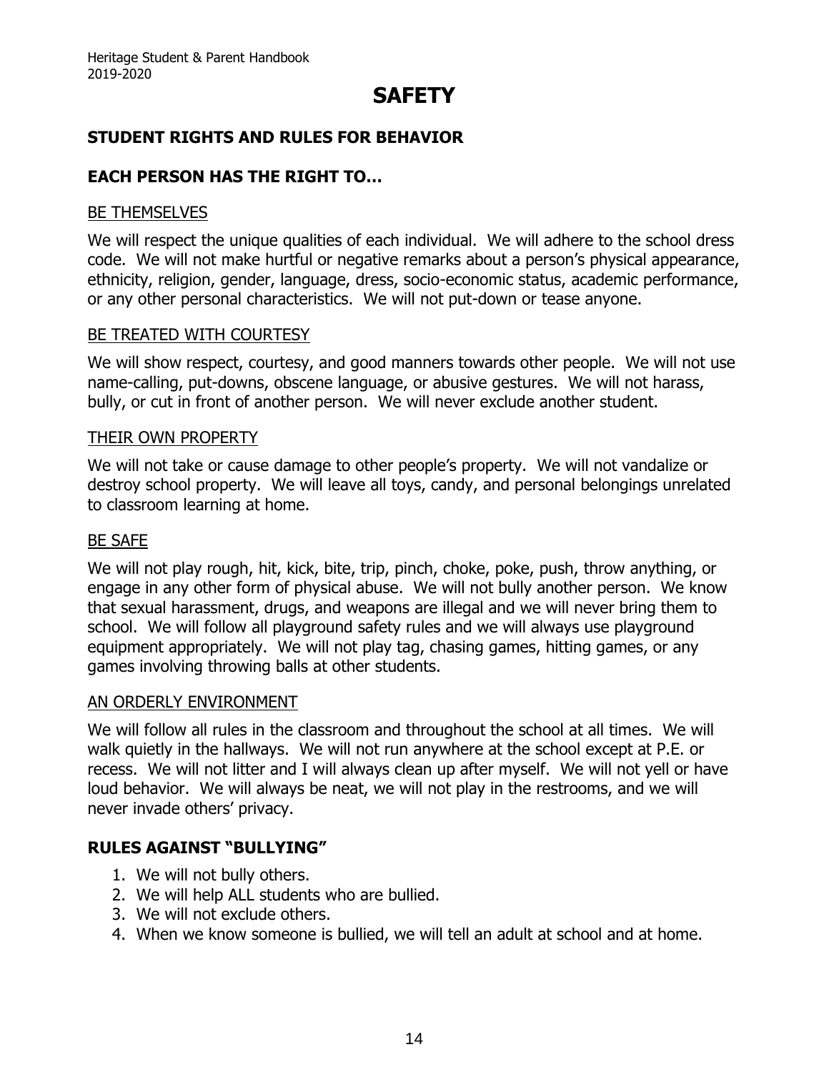# SAFETY

## STUDENT RIGHTS AND RULES FOR BEHAVIOR

### EACH PERSON HAS THE RIGHT TO…

BE THEMSELVES

We will respect the unique qualities of each individual. We will adhere to the school dress code. We will not make hurtful or negative remarks about a person's physical appearance, ethnicity, religion, gender, language, dress, socio-economic status, academic performance, or any other personal characteristics. We will not put-down or tease anyone.

BE TREATED WITH COURTESY

We will show respect, courtesy, and good manners towards other people. We will not use name-calling, put-downs, obscene language, or abusive gestures. We will not harass, bully, or cut in front of another person. We will never exclude another student.

THEIR OWN PROPERTY

We will not take or cause damage to other people's property. We will not vandalize or destroy school property. We will leave all toys, candy, and personal belongings unrelated to classroom learning at home.

BE SAFE

We will not play rough, hit, kick, bite, trip, pinch, choke, poke, push, throw anything, or engage in any other form of physical abuse. We will not bully another person. We know that sexual harassment, drugs, and weapons are illegal and we will never bring them to school. We will follow all playground safety rules and we will always use playground equipment appropriately. We will not play tag, chasing games, hitting games, or any games involving throwing balls at other students.

AN ORDERLY ENVIRONMENT

We will follow all rules in the classroom and throughout the school at all times. We will walk quietly in the hallways. We will not run anywhere at the school except at P.E. or recess. We will not litter and I will always clean up after myself. We will not yell or have loud behavior. We will always be neat, we will not play in the restrooms, and we will never invade others' privacy.

## RULES AGAINST "BULLYING"

1. We will not bully others.
2. We will help ALL students who are bullied.
3. We will not exclude others.
4. When we know someone is bullied, we will tell an adult at school and at home.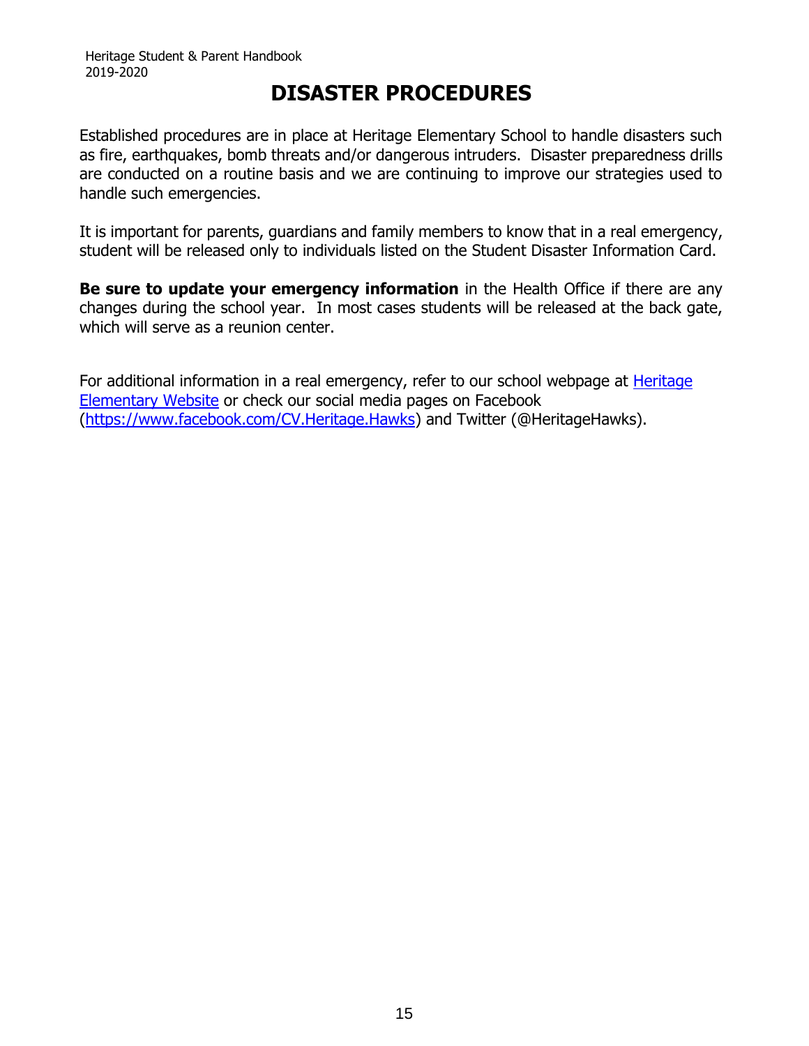# DISASTER PROCEDURES

Established procedures are in place at Heritage Elementary School to handle disasters such as fire, earthquakes, bomb threats and/or dangerous intruders. Disaster preparedness drills are conducted on a routine basis and we are continuing to improve our strategies used to handle such emergencies.

It is important for parents, guardians and family members to know that in a real emergency, student will be released only to individuals listed on the Student Disaster Information Card.

**Be sure to update your emergency information** in the Health Office if there are any changes during the school year. In most cases students will be released at the back gate, which will serve as a reunion center.

For additional information in a real emergency, refer to our school webpage at Heritage Elementary Website or check our social media pages on Facebook (https://www.facebook.com/CV.Heritage.Hawks) and Twitter (@HeritageHawks).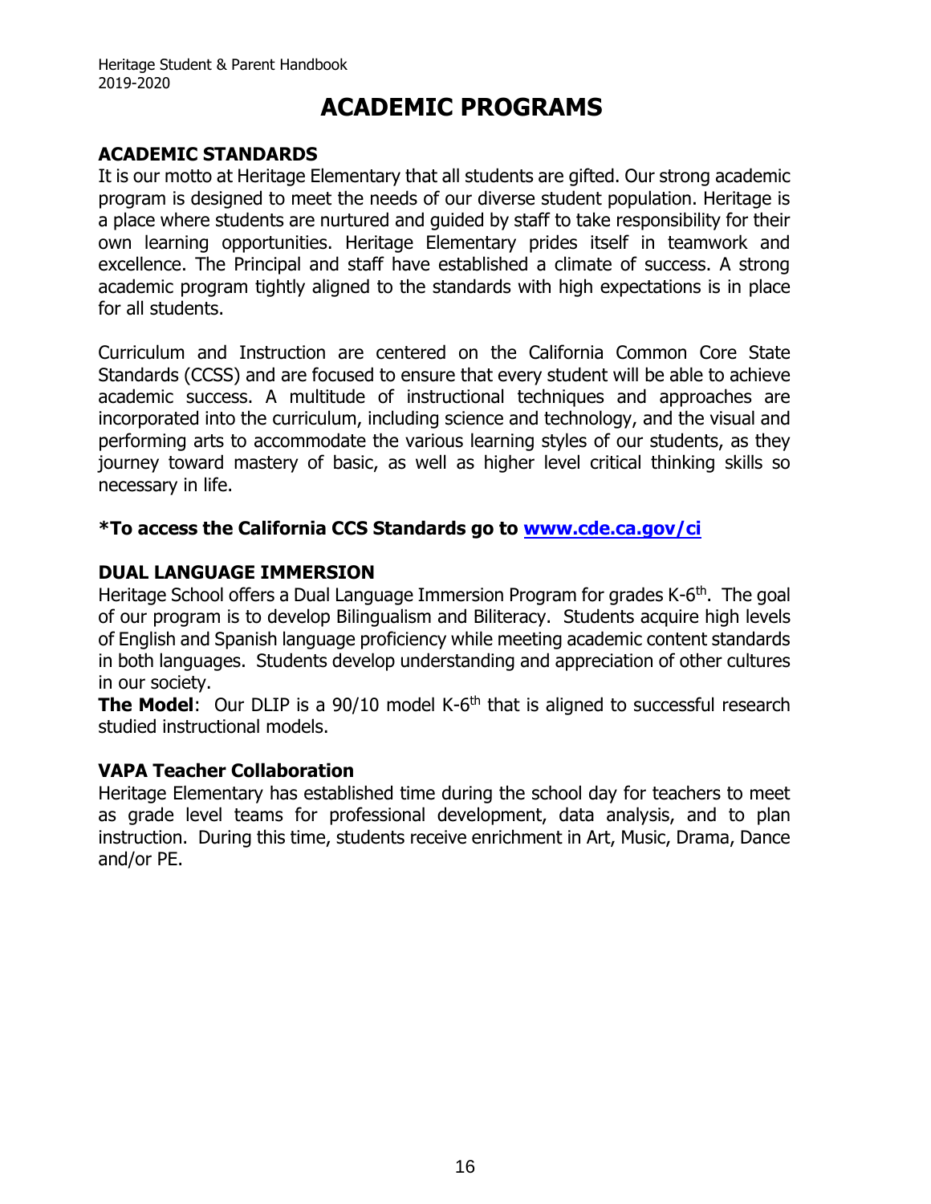# ACADEMIC PROGRAMS

## ACADEMIC STANDARDS

It is our motto at Heritage Elementary that all students are gifted. Our strong academic program is designed to meet the needs of our diverse student population. Heritage is a place where students are nurtured and guided by staff to take responsibility for their own learning opportunities. Heritage Elementary prides itself in teamwork and excellence. The Principal and staff have established a climate of success. A strong academic program tightly aligned to the standards with high expectations is in place for all students.

Curriculum and Instruction are centered on the California Common Core State Standards (CCSS) and are focused to ensure that every student will be able to achieve academic success. A multitude of instructional techniques and approaches are incorporated into the curriculum, including science and technology, and the visual and performing arts to accommodate the various learning styles of our students, as they journey toward mastery of basic, as well as higher level critical thinking skills so necessary in life.

**\*To access the California CCS Standards go to [www.cde.ca.gov/ci](http://www.cde.ca.gov/ci)**

## DUAL LANGUAGE IMMERSION

Heritage School offers a Dual Language Immersion Program for grades K-6th. The goal of our program is to develop Bilingualism and Biliteracy. Students acquire high levels of English and Spanish language proficiency while meeting academic content standards in both languages. Students develop understanding and appreciation of other cultures in our society.

**The Model**: Our DLIP is a 90/10 model K-6th that is aligned to successful research studied instructional models.

## VAPA Teacher Collaboration

Heritage Elementary has established time during the school day for teachers to meet as grade level teams for professional development, data analysis, and to plan instruction. During this time, students receive enrichment in Art, Music, Drama, Dance and/or PE.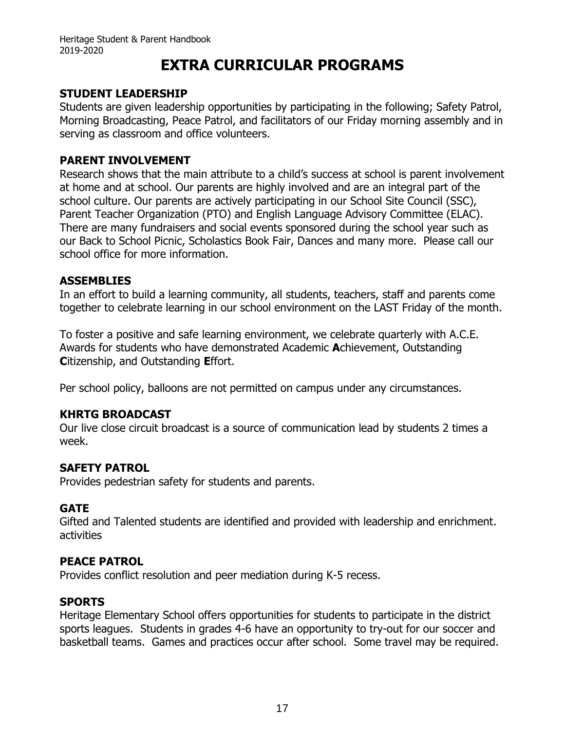# EXTRA CURRICULAR PROGRAMS

## STUDENT LEADERSHIP

Students are given leadership opportunities by participating in the following; Safety Patrol, Morning Broadcasting, Peace Patrol, and facilitators of our Friday morning assembly and in serving as classroom and office volunteers.

## PARENT INVOLVEMENT

Research shows that the main attribute to a child's success at school is parent involvement at home and at school. Our parents are highly involved and are an integral part of the school culture. Our parents are actively participating in our School Site Council (SSC), Parent Teacher Organization (PTO) and English Language Advisory Committee (ELAC). There are many fundraisers and social events sponsored during the school year such as our Back to School Picnic, Scholastics Book Fair, Dances and many more. Please call our school office for more information.

## ASSEMBLIES

In an effort to build a learning community, all students, teachers, staff and parents come together to celebrate learning in our school environment on the LAST Friday of the month.

To foster a positive and safe learning environment, we celebrate quarterly with A.C.E. Awards for students who have demonstrated Academic **A**chievement, Outstanding **C**itizenship, and Outstanding **E**ffort.

Per school policy, balloons are not permitted on campus under any circumstances.

## KHRTG BROADCAST

Our live close circuit broadcast is a source of communication lead by students 2 times a week.

## SAFETY PATROL

Provides pedestrian safety for students and parents.

## GATE

Gifted and Talented students are identified and provided with leadership and enrichment. activities

## PEACE PATROL

Provides conflict resolution and peer mediation during K-5 recess.

## SPORTS

Heritage Elementary School offers opportunities for students to participate in the district sports leagues. Students in grades 4-6 have an opportunity to try-out for our soccer and basketball teams. Games and practices occur after school. Some travel may be required.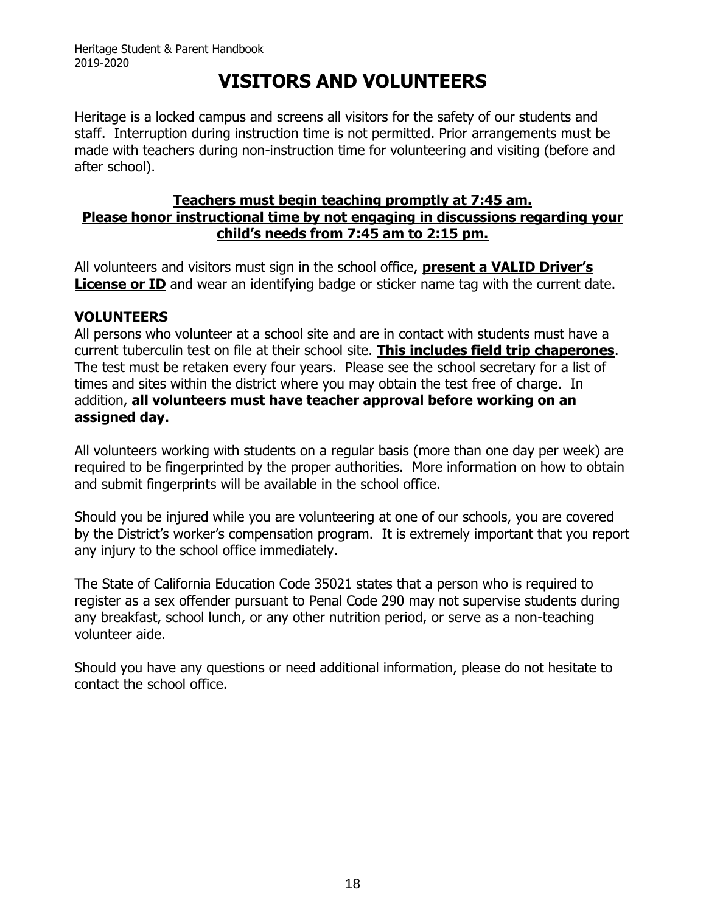# VISITORS AND VOLUNTEERS

Heritage is a locked campus and screens all visitors for the safety of our students and staff. Interruption during instruction time is not permitted. Prior arrangements must be made with teachers during non-instruction time for volunteering and visiting (before and after school).

**Teachers must begin teaching promptly at 7:45 am.**
**Please honor instructional time by not engaging in discussions regarding your child's needs from 7:45 am to 2:15 pm.**

All volunteers and visitors must sign in the school office, **present a VALID Driver's License or ID** and wear an identifying badge or sticker name tag with the current date.

**VOLUNTEERS**

All persons who volunteer at a school site and are in contact with students must have a current tuberculin test on file at their school site. **This includes field trip chaperones**. The test must be retaken every four years. Please see the school secretary for a list of times and sites within the district where you may obtain the test free of charge. In addition, **all volunteers must have teacher approval before working on an assigned day.**

All volunteers working with students on a regular basis (more than one day per week) are required to be fingerprinted by the proper authorities. More information on how to obtain and submit fingerprints will be available in the school office.

Should you be injured while you are volunteering at one of our schools, you are covered by the District's worker's compensation program. It is extremely important that you report any injury to the school office immediately.

The State of California Education Code 35021 states that a person who is required to register as a sex offender pursuant to Penal Code 290 may not supervise students during any breakfast, school lunch, or any other nutrition period, or serve as a non-teaching volunteer aide.

Should you have any questions or need additional information, please do not hesitate to contact the school office.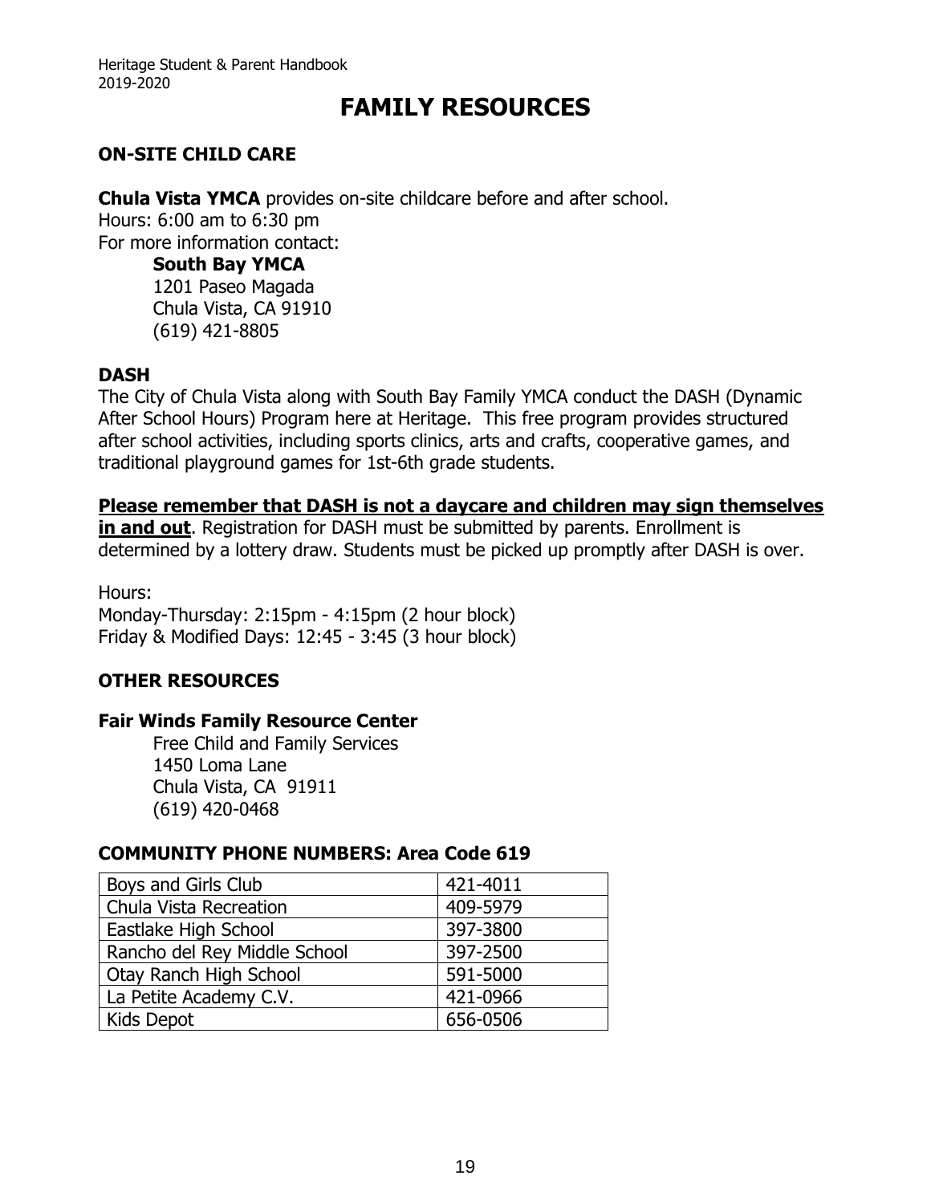# FAMILY RESOURCES

## ON-SITE CHILD CARE

**Chula Vista YMCA** provides on-site childcare before and after school.
Hours: 6:00 am to 6:30 pm
For more information contact:

**South Bay YMCA**
1201 Paseo Magada
Chula Vista, CA 91910
(619) 421-8805

## DASH

The City of Chula Vista along with South Bay Family YMCA conduct the DASH (Dynamic After School Hours) Program here at Heritage. This free program provides structured after school activities, including sports clinics, arts and crafts, cooperative games, and traditional playground games for 1st-6th grade students.

**Please remember that DASH is not a daycare and children may sign themselves in and out**. Registration for DASH must be submitted by parents. Enrollment is determined by a lottery draw. Students must be picked up promptly after DASH is over.

Hours:
Monday-Thursday: 2:15pm - 4:15pm (2 hour block)
Friday & Modified Days: 12:45 - 3:45 (3 hour block)

## OTHER RESOURCES

### Fair Winds Family Resource Center

Free Child and Family Services
1450 Loma Lane
Chula Vista, CA 91911
(619) 420-0468

### COMMUNITY PHONE NUMBERS: Area Code 619

| | |
|---|---|
| Boys and Girls Club | 421-4011 |
| Chula Vista Recreation | 409-5979 |
| Eastlake High School | 397-3800 |
| Rancho del Rey Middle School | 397-2500 |
| Otay Ranch High School | 591-5000 |
| La Petite Academy C.V. | 421-0966 |
| Kids Depot | 656-0506 |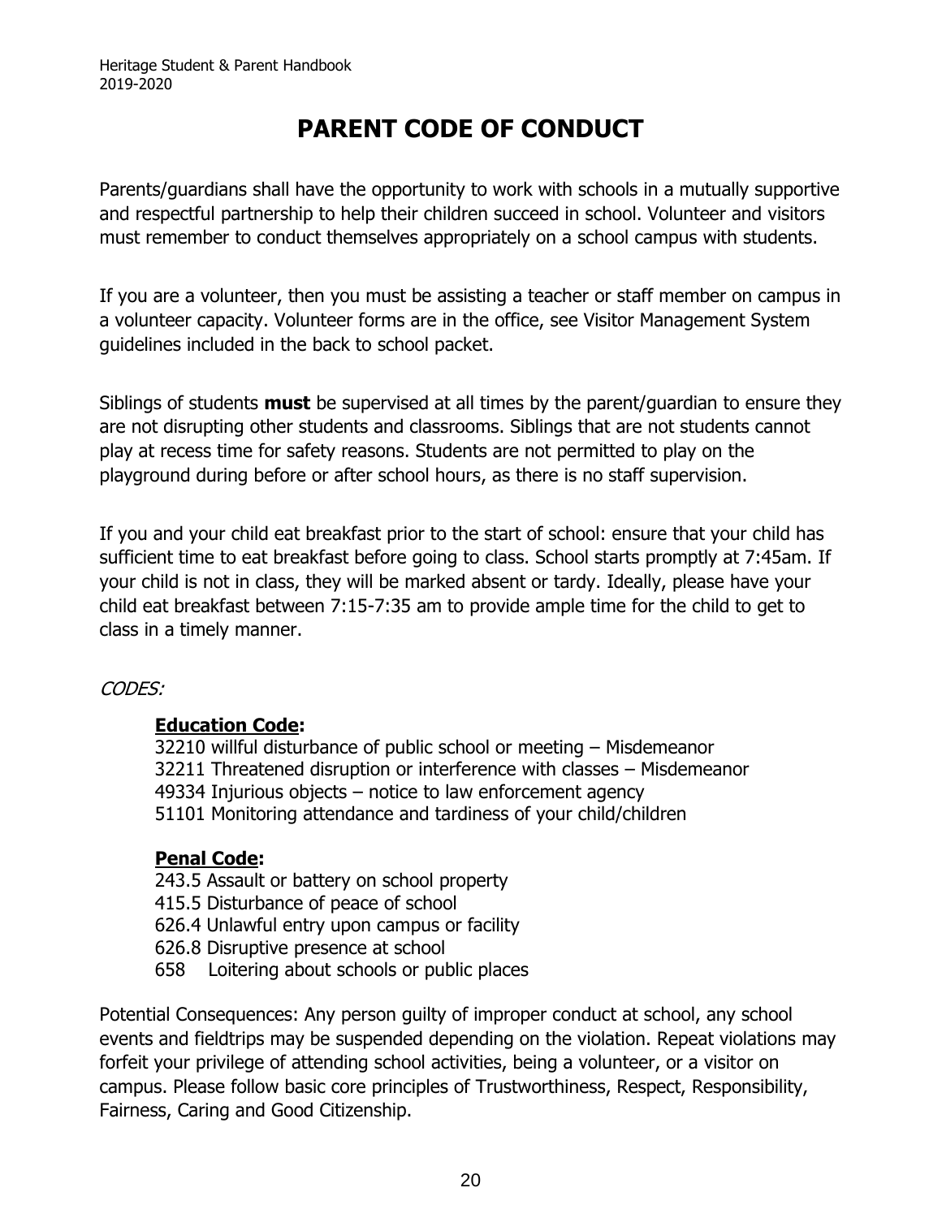# PARENT CODE OF CONDUCT

Parents/guardians shall have the opportunity to work with schools in a mutually supportive and respectful partnership to help their children succeed in school. Volunteer and visitors must remember to conduct themselves appropriately on a school campus with students.

If you are a volunteer, then you must be assisting a teacher or staff member on campus in a volunteer capacity. Volunteer forms are in the office, see Visitor Management System guidelines included in the back to school packet.

Siblings of students **must** be supervised at all times by the parent/guardian to ensure they are not disrupting other students and classrooms. Siblings that are not students cannot play at recess time for safety reasons. Students are not permitted to play on the playground during before or after school hours, as there is no staff supervision.

If you and your child eat breakfast prior to the start of school: ensure that your child has sufficient time to eat breakfast before going to class. School starts promptly at 7:45am. If your child is not in class, they will be marked absent or tardy. Ideally, please have your child eat breakfast between 7:15-7:35 am to provide ample time for the child to get to class in a timely manner.

*CODES:*

**Education Code:**

32210 willful disturbance of public school or meeting – Misdemeanor
32211 Threatened disruption or interference with classes – Misdemeanor
49334 Injurious objects – notice to law enforcement agency
51101 Monitoring attendance and tardiness of your child/children

**Penal Code:**

243.5 Assault or battery on school property
415.5 Disturbance of peace of school
626.4 Unlawful entry upon campus or facility
626.8 Disruptive presence at school
658 Loitering about schools or public places

Potential Consequences: Any person guilty of improper conduct at school, any school events and fieldtrips may be suspended depending on the violation. Repeat violations may forfeit your privilege of attending school activities, being a volunteer, or a visitor on campus. Please follow basic core principles of Trustworthiness, Respect, Responsibility, Fairness, Caring and Good Citizenship.